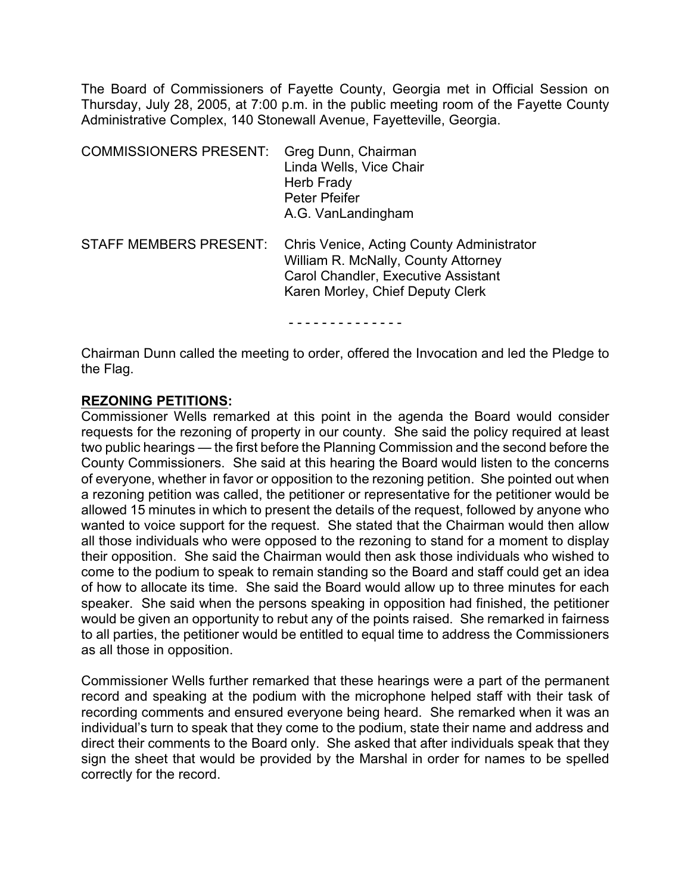The Board of Commissioners of Fayette County, Georgia met in Official Session on Thursday, July 28, 2005, at 7:00 p.m. in the public meeting room of the Fayette County Administrative Complex, 140 Stonewall Avenue, Fayetteville, Georgia.

COMMISSIONERS PRESENT: Greg Dunn, Chairman
Linda Wells, Vice Chair
Herb Frady
Peter Pfeifer
A.G. VanLandingham

STAFF MEMBERS PRESENT: Chris Venice, Acting County Administrator
William R. McNally, County Attorney
Carol Chandler, Executive Assistant
Karen Morley, Chief Deputy Clerk

- - - - - - - - - - - - - -

Chairman Dunn called the meeting to order, offered the Invocation and led the Pledge to the Flag.

**REZONING PETITIONS:**

Commissioner Wells remarked at this point in the agenda the Board would consider requests for the rezoning of property in our county. She said the policy required at least two public hearings — the first before the Planning Commission and the second before the County Commissioners. She said at this hearing the Board would listen to the concerns of everyone, whether in favor or opposition to the rezoning petition. She pointed out when a rezoning petition was called, the petitioner or representative for the petitioner would be allowed 15 minutes in which to present the details of the request, followed by anyone who wanted to voice support for the request. She stated that the Chairman would then allow all those individuals who were opposed to the rezoning to stand for a moment to display their opposition. She said the Chairman would then ask those individuals who wished to come to the podium to speak to remain standing so the Board and staff could get an idea of how to allocate its time. She said the Board would allow up to three minutes for each speaker. She said when the persons speaking in opposition had finished, the petitioner would be given an opportunity to rebut any of the points raised. She remarked in fairness to all parties, the petitioner would be entitled to equal time to address the Commissioners as all those in opposition.

Commissioner Wells further remarked that these hearings were a part of the permanent record and speaking at the podium with the microphone helped staff with their task of recording comments and ensured everyone being heard. She remarked when it was an individual's turn to speak that they come to the podium, state their name and address and direct their comments to the Board only. She asked that after individuals speak that they sign the sheet that would be provided by the Marshal in order for names to be spelled correctly for the record.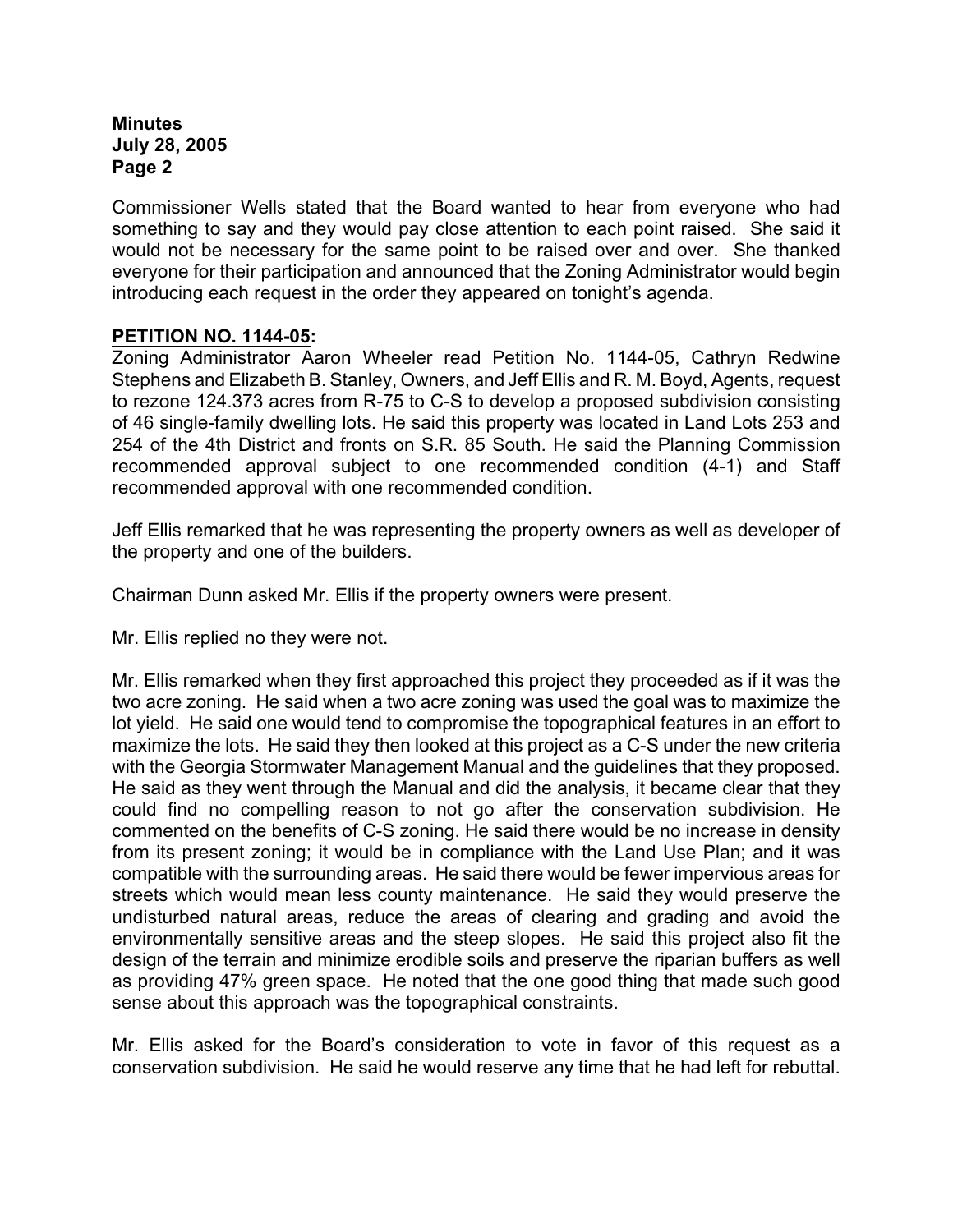Commissioner Wells stated that the Board wanted to hear from everyone who had something to say and they would pay close attention to each point raised. She said it would not be necessary for the same point to be raised over and over. She thanked everyone for their participation and announced that the Zoning Administrator would begin introducing each request in the order they appeared on tonight's agenda.

**PETITION NO. 1144-05:**

Zoning Administrator Aaron Wheeler read Petition No. 1144-05, Cathryn Redwine Stephens and Elizabeth B. Stanley, Owners, and Jeff Ellis and R. M. Boyd, Agents, request to rezone 124.373 acres from R-75 to C-S to develop a proposed subdivision consisting of 46 single-family dwelling lots. He said this property was located in Land Lots 253 and 254 of the 4th District and fronts on S.R. 85 South. He said the Planning Commission recommended approval subject to one recommended condition (4-1) and Staff recommended approval with one recommended condition.

Jeff Ellis remarked that he was representing the property owners as well as developer of the property and one of the builders.

Chairman Dunn asked Mr. Ellis if the property owners were present.

Mr. Ellis replied no they were not.

Mr. Ellis remarked when they first approached this project they proceeded as if it was the two acre zoning. He said when a two acre zoning was used the goal was to maximize the lot yield. He said one would tend to compromise the topographical features in an effort to maximize the lots. He said they then looked at this project as a C-S under the new criteria with the Georgia Stormwater Management Manual and the guidelines that they proposed. He said as they went through the Manual and did the analysis, it became clear that they could find no compelling reason to not go after the conservation subdivision. He commented on the benefits of C-S zoning. He said there would be no increase in density from its present zoning; it would be in compliance with the Land Use Plan; and it was compatible with the surrounding areas. He said there would be fewer impervious areas for streets which would mean less county maintenance. He said they would preserve the undisturbed natural areas, reduce the areas of clearing and grading and avoid the environmentally sensitive areas and the steep slopes. He said this project also fit the design of the terrain and minimize erodible soils and preserve the riparian buffers as well as providing 47% green space. He noted that the one good thing that made such good sense about this approach was the topographical constraints.

Mr. Ellis asked for the Board's consideration to vote in favor of this request as a conservation subdivision. He said he would reserve any time that he had left for rebuttal.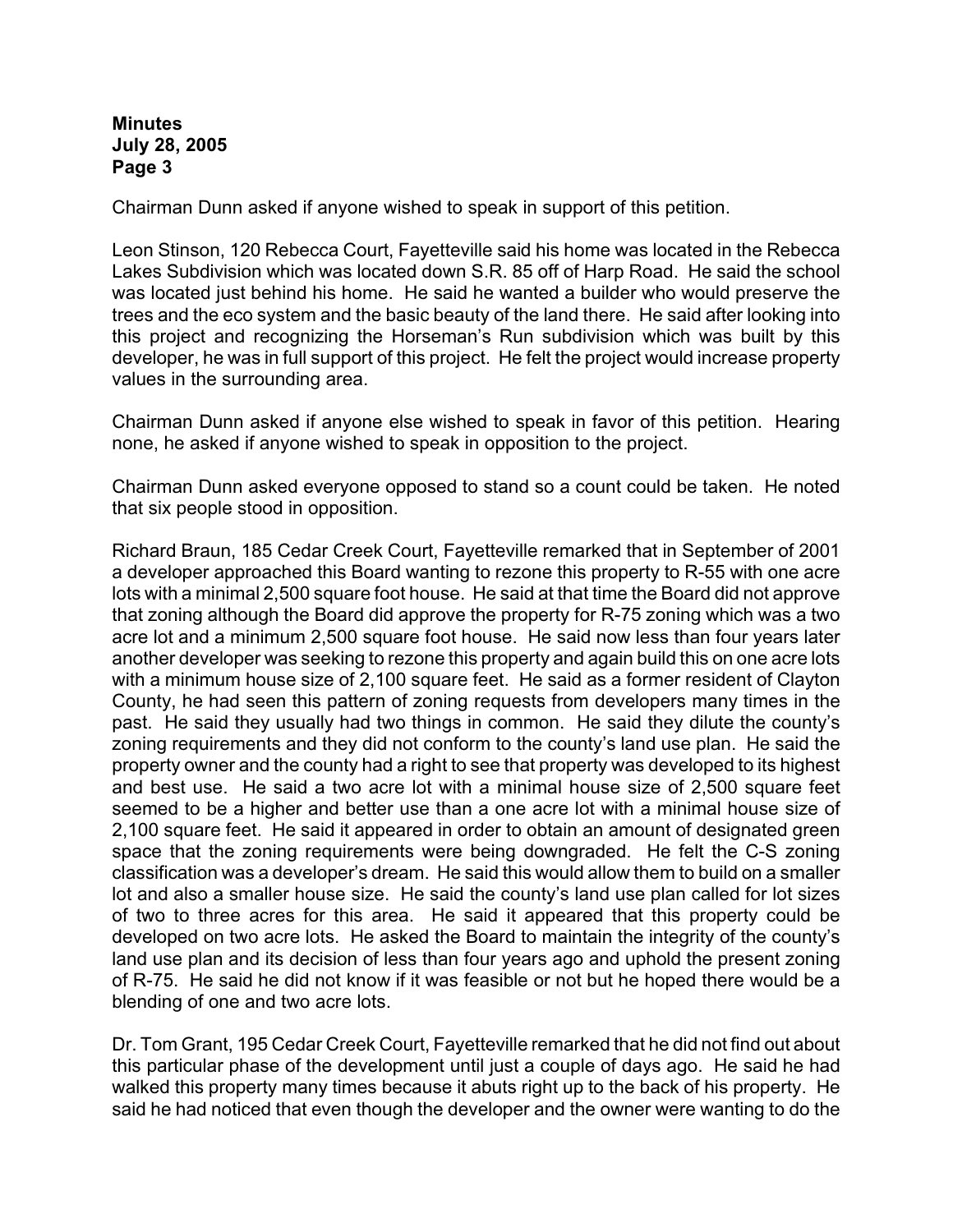Chairman Dunn asked if anyone wished to speak in support of this petition.

Leon Stinson, 120 Rebecca Court, Fayetteville said his home was located in the Rebecca Lakes Subdivision which was located down S.R. 85 off of Harp Road. He said the school was located just behind his home. He said he wanted a builder who would preserve the trees and the eco system and the basic beauty of the land there. He said after looking into this project and recognizing the Horseman's Run subdivision which was built by this developer, he was in full support of this project. He felt the project would increase property values in the surrounding area.

Chairman Dunn asked if anyone else wished to speak in favor of this petition. Hearing none, he asked if anyone wished to speak in opposition to the project.

Chairman Dunn asked everyone opposed to stand so a count could be taken. He noted that six people stood in opposition.

Richard Braun, 185 Cedar Creek Court, Fayetteville remarked that in September of 2001 a developer approached this Board wanting to rezone this property to R-55 with one acre lots with a minimal 2,500 square foot house. He said at that time the Board did not approve that zoning although the Board did approve the property for R-75 zoning which was a two acre lot and a minimum 2,500 square foot house. He said now less than four years later another developer was seeking to rezone this property and again build this on one acre lots with a minimum house size of 2,100 square feet. He said as a former resident of Clayton County, he had seen this pattern of zoning requests from developers many times in the past. He said they usually had two things in common. He said they dilute the county's zoning requirements and they did not conform to the county's land use plan. He said the property owner and the county had a right to see that property was developed to its highest and best use. He said a two acre lot with a minimal house size of 2,500 square feet seemed to be a higher and better use than a one acre lot with a minimal house size of 2,100 square feet. He said it appeared in order to obtain an amount of designated green space that the zoning requirements were being downgraded. He felt the C-S zoning classification was a developer's dream. He said this would allow them to build on a smaller lot and also a smaller house size. He said the county's land use plan called for lot sizes of two to three acres for this area. He said it appeared that this property could be developed on two acre lots. He asked the Board to maintain the integrity of the county's land use plan and its decision of less than four years ago and uphold the present zoning of R-75. He said he did not know if it was feasible or not but he hoped there would be a blending of one and two acre lots.

Dr. Tom Grant, 195 Cedar Creek Court, Fayetteville remarked that he did not find out about this particular phase of the development until just a couple of days ago. He said he had walked this property many times because it abuts right up to the back of his property. He said he had noticed that even though the developer and the owner were wanting to do the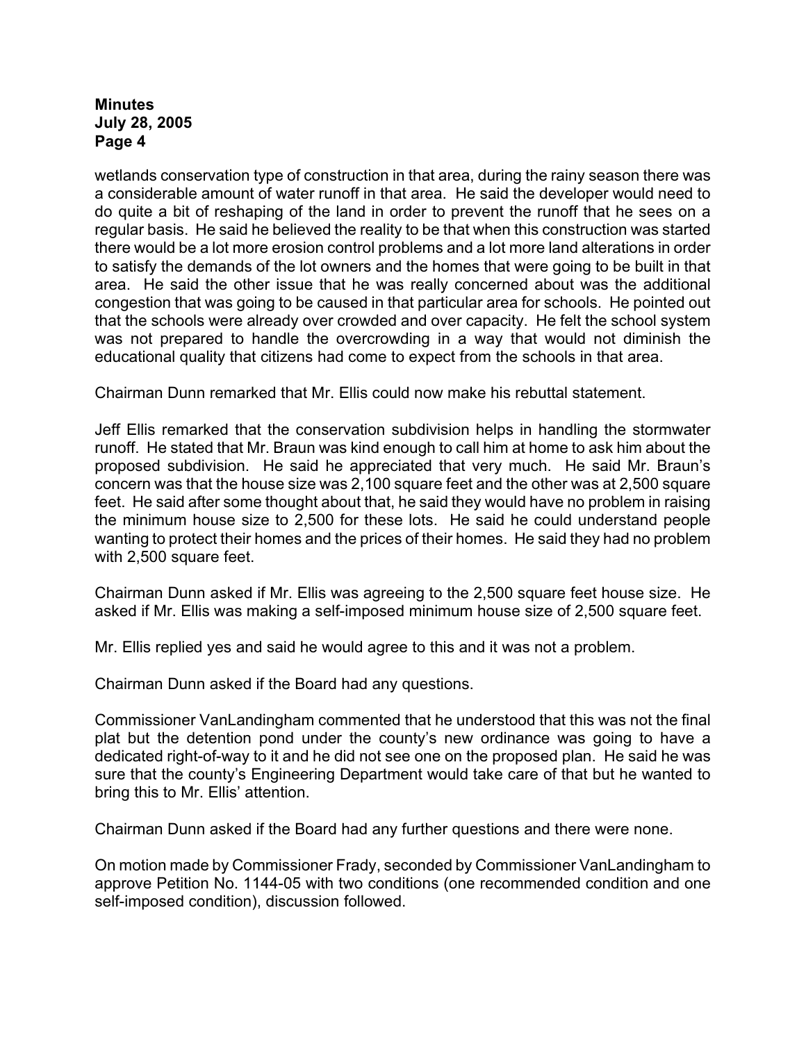wetlands conservation type of construction in that area, during the rainy season there was a considerable amount of water runoff in that area. He said the developer would need to do quite a bit of reshaping of the land in order to prevent the runoff that he sees on a regular basis. He said he believed the reality to be that when this construction was started there would be a lot more erosion control problems and a lot more land alterations in order to satisfy the demands of the lot owners and the homes that were going to be built in that area. He said the other issue that he was really concerned about was the additional congestion that was going to be caused in that particular area for schools. He pointed out that the schools were already over crowded and over capacity. He felt the school system was not prepared to handle the overcrowding in a way that would not diminish the educational quality that citizens had come to expect from the schools in that area.

Chairman Dunn remarked that Mr. Ellis could now make his rebuttal statement.

Jeff Ellis remarked that the conservation subdivision helps in handling the stormwater runoff. He stated that Mr. Braun was kind enough to call him at home to ask him about the proposed subdivision. He said he appreciated that very much. He said Mr. Braun's concern was that the house size was 2,100 square feet and the other was at 2,500 square feet. He said after some thought about that, he said they would have no problem in raising the minimum house size to 2,500 for these lots. He said he could understand people wanting to protect their homes and the prices of their homes. He said they had no problem with 2,500 square feet.

Chairman Dunn asked if Mr. Ellis was agreeing to the 2,500 square feet house size. He asked if Mr. Ellis was making a self-imposed minimum house size of 2,500 square feet.

Mr. Ellis replied yes and said he would agree to this and it was not a problem.

Chairman Dunn asked if the Board had any questions.

Commissioner VanLandingham commented that he understood that this was not the final plat but the detention pond under the county's new ordinance was going to have a dedicated right-of-way to it and he did not see one on the proposed plan. He said he was sure that the county's Engineering Department would take care of that but he wanted to bring this to Mr. Ellis' attention.

Chairman Dunn asked if the Board had any further questions and there were none.

On motion made by Commissioner Frady, seconded by Commissioner VanLandingham to approve Petition No. 1144-05 with two conditions (one recommended condition and one self-imposed condition), discussion followed.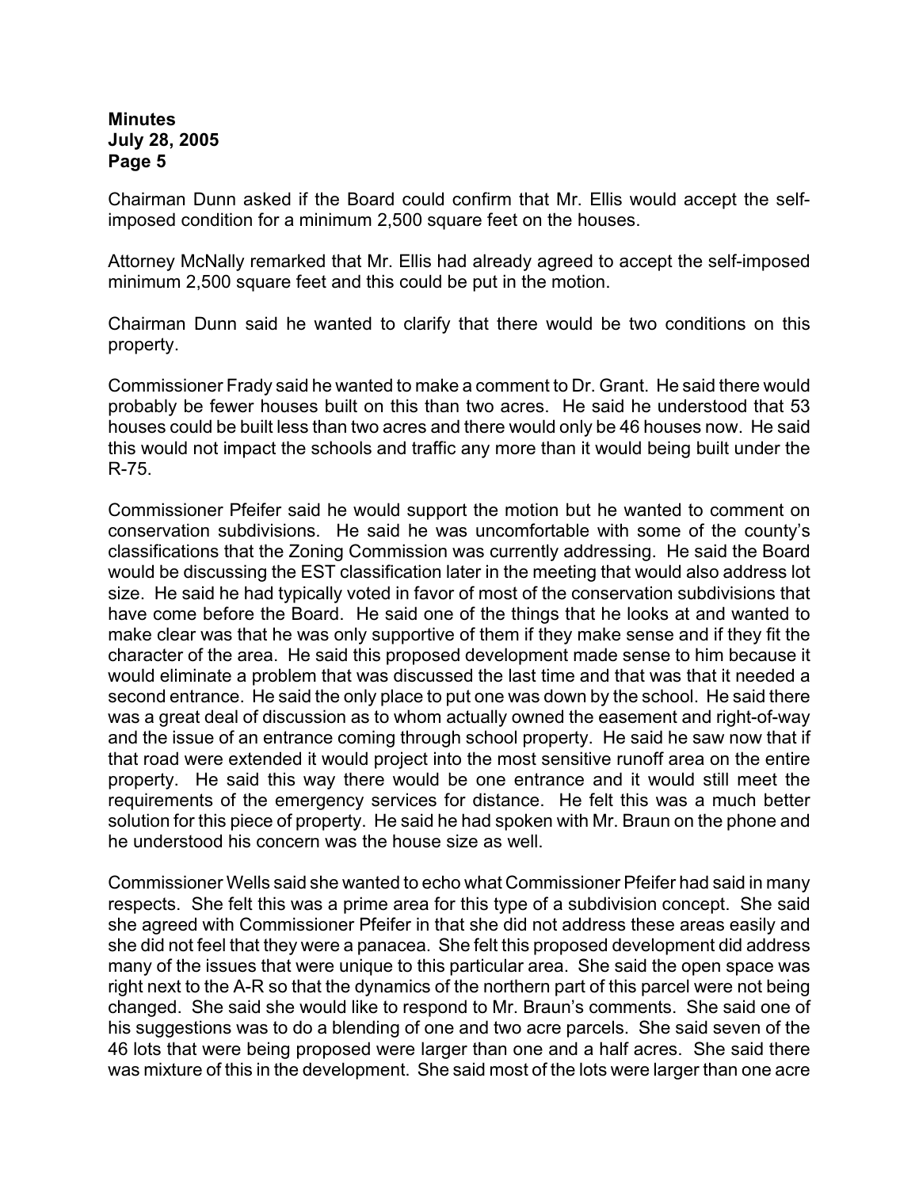Chairman Dunn asked if the Board could confirm that Mr. Ellis would accept the self-imposed condition for a minimum 2,500 square feet on the houses.

Attorney McNally remarked that Mr. Ellis had already agreed to accept the self-imposed minimum 2,500 square feet and this could be put in the motion.

Chairman Dunn said he wanted to clarify that there would be two conditions on this property.

Commissioner Frady said he wanted to make a comment to Dr. Grant. He said there would probably be fewer houses built on this than two acres. He said he understood that 53 houses could be built less than two acres and there would only be 46 houses now. He said this would not impact the schools and traffic any more than it would being built under the R-75.

Commissioner Pfeifer said he would support the motion but he wanted to comment on conservation subdivisions. He said he was uncomfortable with some of the county's classifications that the Zoning Commission was currently addressing. He said the Board would be discussing the EST classification later in the meeting that would also address lot size. He said he had typically voted in favor of most of the conservation subdivisions that have come before the Board. He said one of the things that he looks at and wanted to make clear was that he was only supportive of them if they make sense and if they fit the character of the area. He said this proposed development made sense to him because it would eliminate a problem that was discussed the last time and that was that it needed a second entrance. He said the only place to put one was down by the school. He said there was a great deal of discussion as to whom actually owned the easement and right-of-way and the issue of an entrance coming through school property. He said he saw now that if that road were extended it would project into the most sensitive runoff area on the entire property. He said this way there would be one entrance and it would still meet the requirements of the emergency services for distance. He felt this was a much better solution for this piece of property. He said he had spoken with Mr. Braun on the phone and he understood his concern was the house size as well.

Commissioner Wells said she wanted to echo what Commissioner Pfeifer had said in many respects. She felt this was a prime area for this type of a subdivision concept. She said she agreed with Commissioner Pfeifer in that she did not address these areas easily and she did not feel that they were a panacea. She felt this proposed development did address many of the issues that were unique to this particular area. She said the open space was right next to the A-R so that the dynamics of the northern part of this parcel were not being changed. She said she would like to respond to Mr. Braun's comments. She said one of his suggestions was to do a blending of one and two acre parcels. She said seven of the 46 lots that were being proposed were larger than one and a half acres. She said there was mixture of this in the development. She said most of the lots were larger than one acre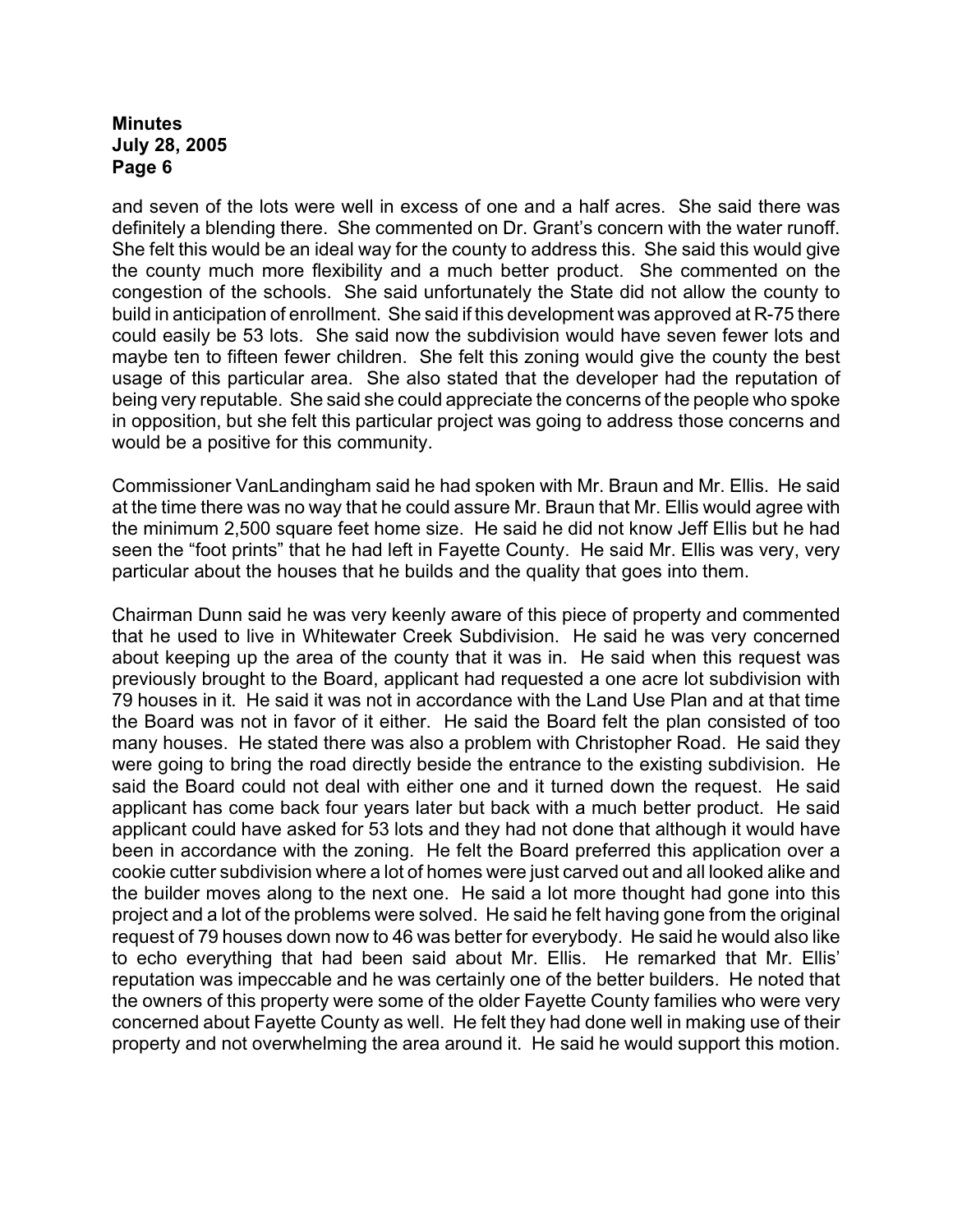and seven of the lots were well in excess of one and a half acres. She said there was definitely a blending there. She commented on Dr. Grant's concern with the water runoff. She felt this would be an ideal way for the county to address this. She said this would give the county much more flexibility and a much better product. She commented on the congestion of the schools. She said unfortunately the State did not allow the county to build in anticipation of enrollment. She said if this development was approved at R-75 there could easily be 53 lots. She said now the subdivision would have seven fewer lots and maybe ten to fifteen fewer children. She felt this zoning would give the county the best usage of this particular area. She also stated that the developer had the reputation of being very reputable. She said she could appreciate the concerns of the people who spoke in opposition, but she felt this particular project was going to address those concerns and would be a positive for this community.

Commissioner VanLandingham said he had spoken with Mr. Braun and Mr. Ellis. He said at the time there was no way that he could assure Mr. Braun that Mr. Ellis would agree with the minimum 2,500 square feet home size. He said he did not know Jeff Ellis but he had seen the "foot prints" that he had left in Fayette County. He said Mr. Ellis was very, very particular about the houses that he builds and the quality that goes into them.

Chairman Dunn said he was very keenly aware of this piece of property and commented that he used to live in Whitewater Creek Subdivision. He said he was very concerned about keeping up the area of the county that it was in. He said when this request was previously brought to the Board, applicant had requested a one acre lot subdivision with 79 houses in it. He said it was not in accordance with the Land Use Plan and at that time the Board was not in favor of it either. He said the Board felt the plan consisted of too many houses. He stated there was also a problem with Christopher Road. He said they were going to bring the road directly beside the entrance to the existing subdivision. He said the Board could not deal with either one and it turned down the request. He said applicant has come back four years later but back with a much better product. He said applicant could have asked for 53 lots and they had not done that although it would have been in accordance with the zoning. He felt the Board preferred this application over a cookie cutter subdivision where a lot of homes were just carved out and all looked alike and the builder moves along to the next one. He said a lot more thought had gone into this project and a lot of the problems were solved. He said he felt having gone from the original request of 79 houses down now to 46 was better for everybody. He said he would also like to echo everything that had been said about Mr. Ellis. He remarked that Mr. Ellis' reputation was impeccable and he was certainly one of the better builders. He noted that the owners of this property were some of the older Fayette County families who were very concerned about Fayette County as well. He felt they had done well in making use of their property and not overwhelming the area around it. He said he would support this motion.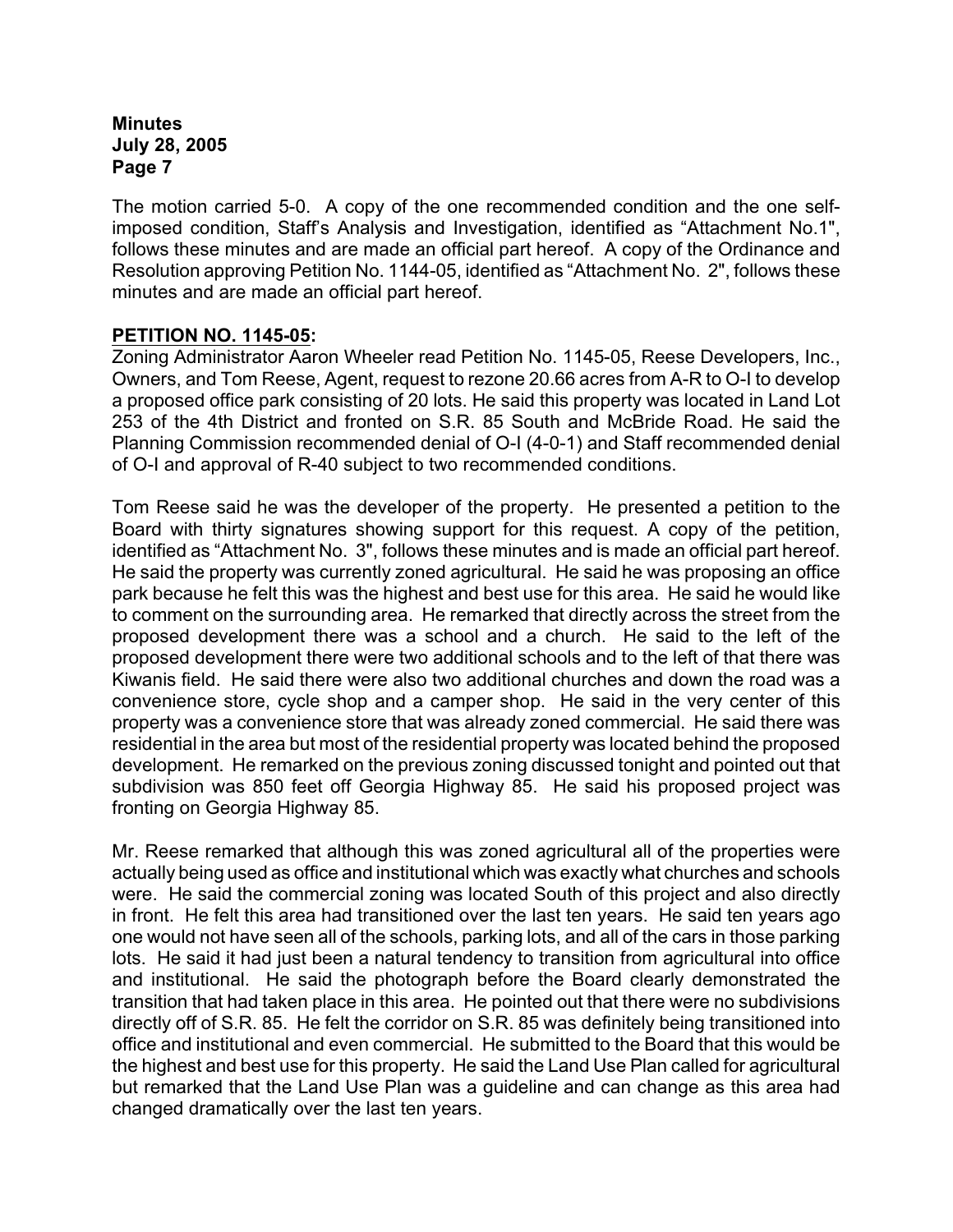The motion carried 5-0. A copy of the one recommended condition and the one self-imposed condition, Staff's Analysis and Investigation, identified as "Attachment No.1", follows these minutes and are made an official part hereof. A copy of the Ordinance and Resolution approving Petition No. 1144-05, identified as "Attachment No. 2", follows these minutes and are made an official part hereof.

**PETITION NO. 1145-05:**

Zoning Administrator Aaron Wheeler read Petition No. 1145-05, Reese Developers, Inc., Owners, and Tom Reese, Agent, request to rezone 20.66 acres from A-R to O-I to develop a proposed office park consisting of 20 lots. He said this property was located in Land Lot 253 of the 4th District and fronted on S.R. 85 South and McBride Road. He said the Planning Commission recommended denial of O-I (4-0-1) and Staff recommended denial of O-I and approval of R-40 subject to two recommended conditions.

Tom Reese said he was the developer of the property. He presented a petition to the Board with thirty signatures showing support for this request. A copy of the petition, identified as "Attachment No. 3", follows these minutes and is made an official part hereof. He said the property was currently zoned agricultural. He said he was proposing an office park because he felt this was the highest and best use for this area. He said he would like to comment on the surrounding area. He remarked that directly across the street from the proposed development there was a school and a church. He said to the left of the proposed development there were two additional schools and to the left of that there was Kiwanis field. He said there were also two additional churches and down the road was a convenience store, cycle shop and a camper shop. He said in the very center of this property was a convenience store that was already zoned commercial. He said there was residential in the area but most of the residential property was located behind the proposed development. He remarked on the previous zoning discussed tonight and pointed out that subdivision was 850 feet off Georgia Highway 85. He said his proposed project was fronting on Georgia Highway 85.

Mr. Reese remarked that although this was zoned agricultural all of the properties were actually being used as office and institutional which was exactly what churches and schools were. He said the commercial zoning was located South of this project and also directly in front. He felt this area had transitioned over the last ten years. He said ten years ago one would not have seen all of the schools, parking lots, and all of the cars in those parking lots. He said it had just been a natural tendency to transition from agricultural into office and institutional. He said the photograph before the Board clearly demonstrated the transition that had taken place in this area. He pointed out that there were no subdivisions directly off of S.R. 85. He felt the corridor on S.R. 85 was definitely being transitioned into office and institutional and even commercial. He submitted to the Board that this would be the highest and best use for this property. He said the Land Use Plan called for agricultural but remarked that the Land Use Plan was a guideline and can change as this area had changed dramatically over the last ten years.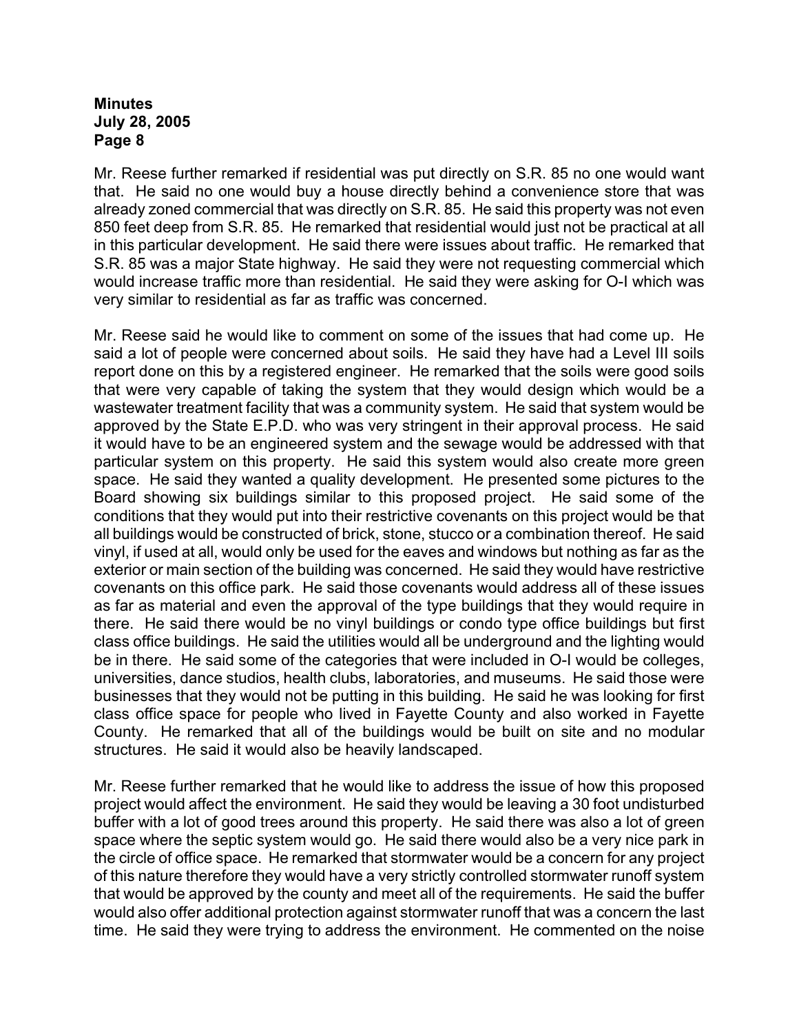Mr. Reese further remarked if residential was put directly on S.R. 85 no one would want that. He said no one would buy a house directly behind a convenience store that was already zoned commercial that was directly on S.R. 85. He said this property was not even 850 feet deep from S.R. 85. He remarked that residential would just not be practical at all in this particular development. He said there were issues about traffic. He remarked that S.R. 85 was a major State highway. He said they were not requesting commercial which would increase traffic more than residential. He said they were asking for O-I which was very similar to residential as far as traffic was concerned.

Mr. Reese said he would like to comment on some of the issues that had come up. He said a lot of people were concerned about soils. He said they have had a Level III soils report done on this by a registered engineer. He remarked that the soils were good soils that were very capable of taking the system that they would design which would be a wastewater treatment facility that was a community system. He said that system would be approved by the State E.P.D. who was very stringent in their approval process. He said it would have to be an engineered system and the sewage would be addressed with that particular system on this property. He said this system would also create more green space. He said they wanted a quality development. He presented some pictures to the Board showing six buildings similar to this proposed project. He said some of the conditions that they would put into their restrictive covenants on this project would be that all buildings would be constructed of brick, stone, stucco or a combination thereof. He said vinyl, if used at all, would only be used for the eaves and windows but nothing as far as the exterior or main section of the building was concerned. He said they would have restrictive covenants on this office park. He said those covenants would address all of these issues as far as material and even the approval of the type buildings that they would require in there. He said there would be no vinyl buildings or condo type office buildings but first class office buildings. He said the utilities would all be underground and the lighting would be in there. He said some of the categories that were included in O-I would be colleges, universities, dance studios, health clubs, laboratories, and museums. He said those were businesses that they would not be putting in this building. He said he was looking for first class office space for people who lived in Fayette County and also worked in Fayette County. He remarked that all of the buildings would be built on site and no modular structures. He said it would also be heavily landscaped.

Mr. Reese further remarked that he would like to address the issue of how this proposed project would affect the environment. He said they would be leaving a 30 foot undisturbed buffer with a lot of good trees around this property. He said there was also a lot of green space where the septic system would go. He said there would also be a very nice park in the circle of office space. He remarked that stormwater would be a concern for any project of this nature therefore they would have a very strictly controlled stormwater runoff system that would be approved by the county and meet all of the requirements. He said the buffer would also offer additional protection against stormwater runoff that was a concern the last time. He said they were trying to address the environment. He commented on the noise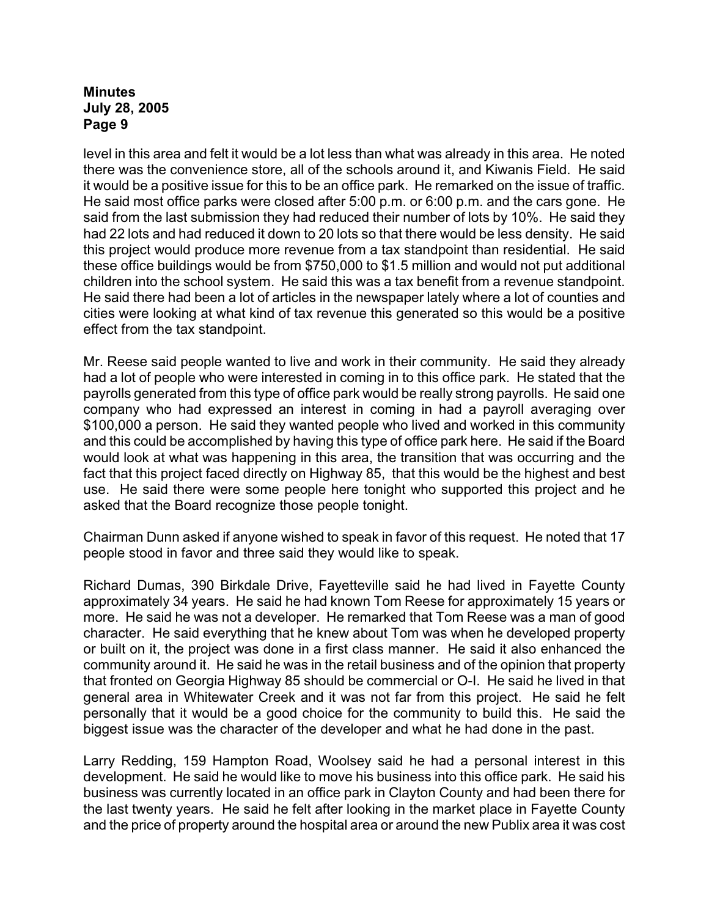level in this area and felt it would be a lot less than what was already in this area. He noted there was the convenience store, all of the schools around it, and Kiwanis Field. He said it would be a positive issue for this to be an office park. He remarked on the issue of traffic. He said most office parks were closed after 5:00 p.m. or 6:00 p.m. and the cars gone. He said from the last submission they had reduced their number of lots by 10%. He said they had 22 lots and had reduced it down to 20 lots so that there would be less density. He said this project would produce more revenue from a tax standpoint than residential. He said these office buildings would be from $750,000 to $1.5 million and would not put additional children into the school system. He said this was a tax benefit from a revenue standpoint. He said there had been a lot of articles in the newspaper lately where a lot of counties and cities were looking at what kind of tax revenue this generated so this would be a positive effect from the tax standpoint.

Mr. Reese said people wanted to live and work in their community. He said they already had a lot of people who were interested in coming in to this office park. He stated that the payrolls generated from this type of office park would be really strong payrolls. He said one company who had expressed an interest in coming in had a payroll averaging over $100,000 a person. He said they wanted people who lived and worked in this community and this could be accomplished by having this type of office park here. He said if the Board would look at what was happening in this area, the transition that was occurring and the fact that this project faced directly on Highway 85, that this would be the highest and best use. He said there were some people here tonight who supported this project and he asked that the Board recognize those people tonight.

Chairman Dunn asked if anyone wished to speak in favor of this request. He noted that 17 people stood in favor and three said they would like to speak.

Richard Dumas, 390 Birkdale Drive, Fayetteville said he had lived in Fayette County approximately 34 years. He said he had known Tom Reese for approximately 15 years or more. He said he was not a developer. He remarked that Tom Reese was a man of good character. He said everything that he knew about Tom was when he developed property or built on it, the project was done in a first class manner. He said it also enhanced the community around it. He said he was in the retail business and of the opinion that property that fronted on Georgia Highway 85 should be commercial or O-I. He said he lived in that general area in Whitewater Creek and it was not far from this project. He said he felt personally that it would be a good choice for the community to build this. He said the biggest issue was the character of the developer and what he had done in the past.

Larry Redding, 159 Hampton Road, Woolsey said he had a personal interest in this development. He said he would like to move his business into this office park. He said his business was currently located in an office park in Clayton County and had been there for the last twenty years. He said he felt after looking in the market place in Fayette County and the price of property around the hospital area or around the new Publix area it was cost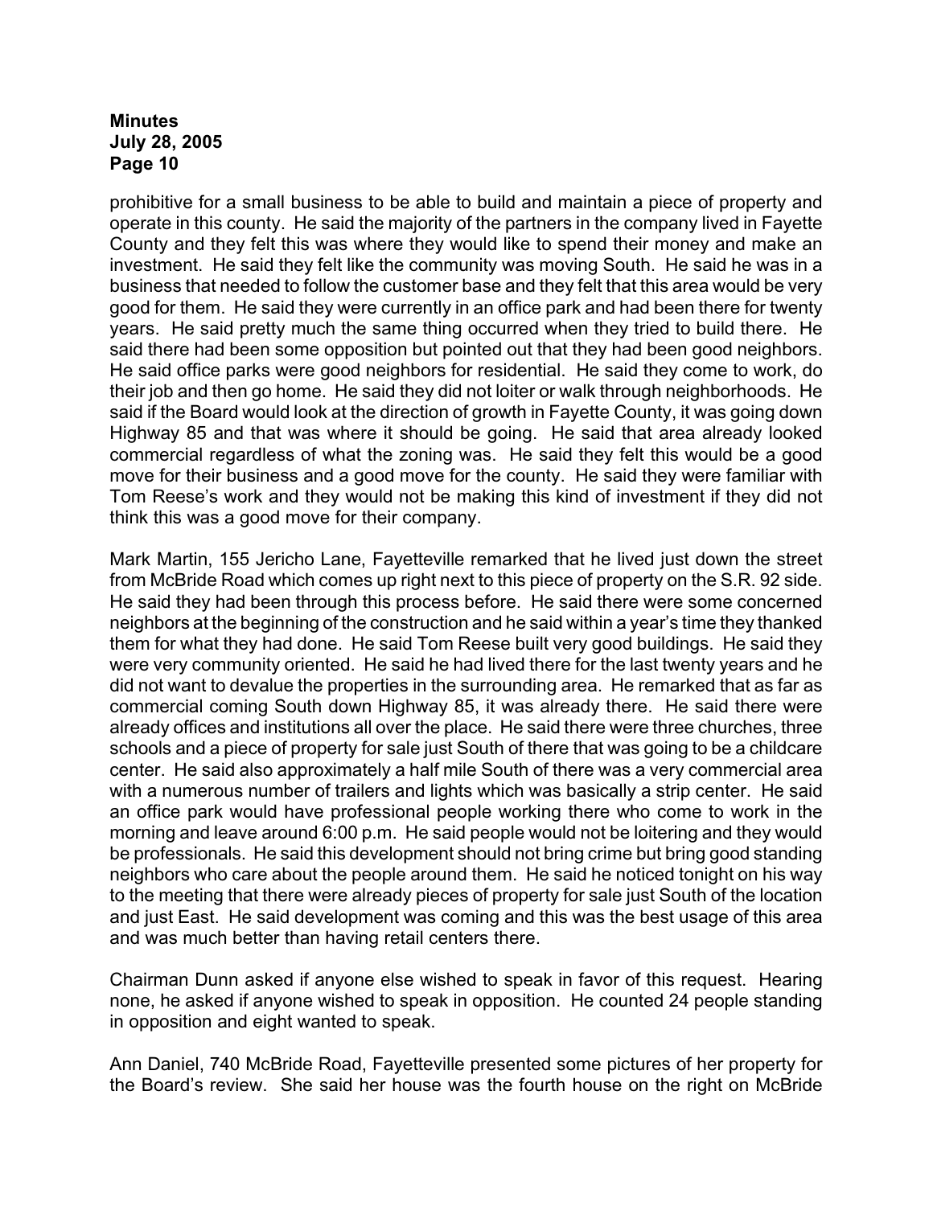prohibitive for a small business to be able to build and maintain a piece of property and operate in this county. He said the majority of the partners in the company lived in Fayette County and they felt this was where they would like to spend their money and make an investment. He said they felt like the community was moving South. He said he was in a business that needed to follow the customer base and they felt that this area would be very good for them. He said they were currently in an office park and had been there for twenty years. He said pretty much the same thing occurred when they tried to build there. He said there had been some opposition but pointed out that they had been good neighbors. He said office parks were good neighbors for residential. He said they come to work, do their job and then go home. He said they did not loiter or walk through neighborhoods. He said if the Board would look at the direction of growth in Fayette County, it was going down Highway 85 and that was where it should be going. He said that area already looked commercial regardless of what the zoning was. He said they felt this would be a good move for their business and a good move for the county. He said they were familiar with Tom Reese's work and they would not be making this kind of investment if they did not think this was a good move for their company.

Mark Martin, 155 Jericho Lane, Fayetteville remarked that he lived just down the street from McBride Road which comes up right next to this piece of property on the S.R. 92 side. He said they had been through this process before. He said there were some concerned neighbors at the beginning of the construction and he said within a year's time they thanked them for what they had done. He said Tom Reese built very good buildings. He said they were very community oriented. He said he had lived there for the last twenty years and he did not want to devalue the properties in the surrounding area. He remarked that as far as commercial coming South down Highway 85, it was already there. He said there were already offices and institutions all over the place. He said there were three churches, three schools and a piece of property for sale just South of there that was going to be a childcare center. He said also approximately a half mile South of there was a very commercial area with a numerous number of trailers and lights which was basically a strip center. He said an office park would have professional people working there who come to work in the morning and leave around 6:00 p.m. He said people would not be loitering and they would be professionals. He said this development should not bring crime but bring good standing neighbors who care about the people around them. He said he noticed tonight on his way to the meeting that there were already pieces of property for sale just South of the location and just East. He said development was coming and this was the best usage of this area and was much better than having retail centers there.

Chairman Dunn asked if anyone else wished to speak in favor of this request. Hearing none, he asked if anyone wished to speak in opposition. He counted 24 people standing in opposition and eight wanted to speak.

Ann Daniel, 740 McBride Road, Fayetteville presented some pictures of her property for the Board's review. She said her house was the fourth house on the right on McBride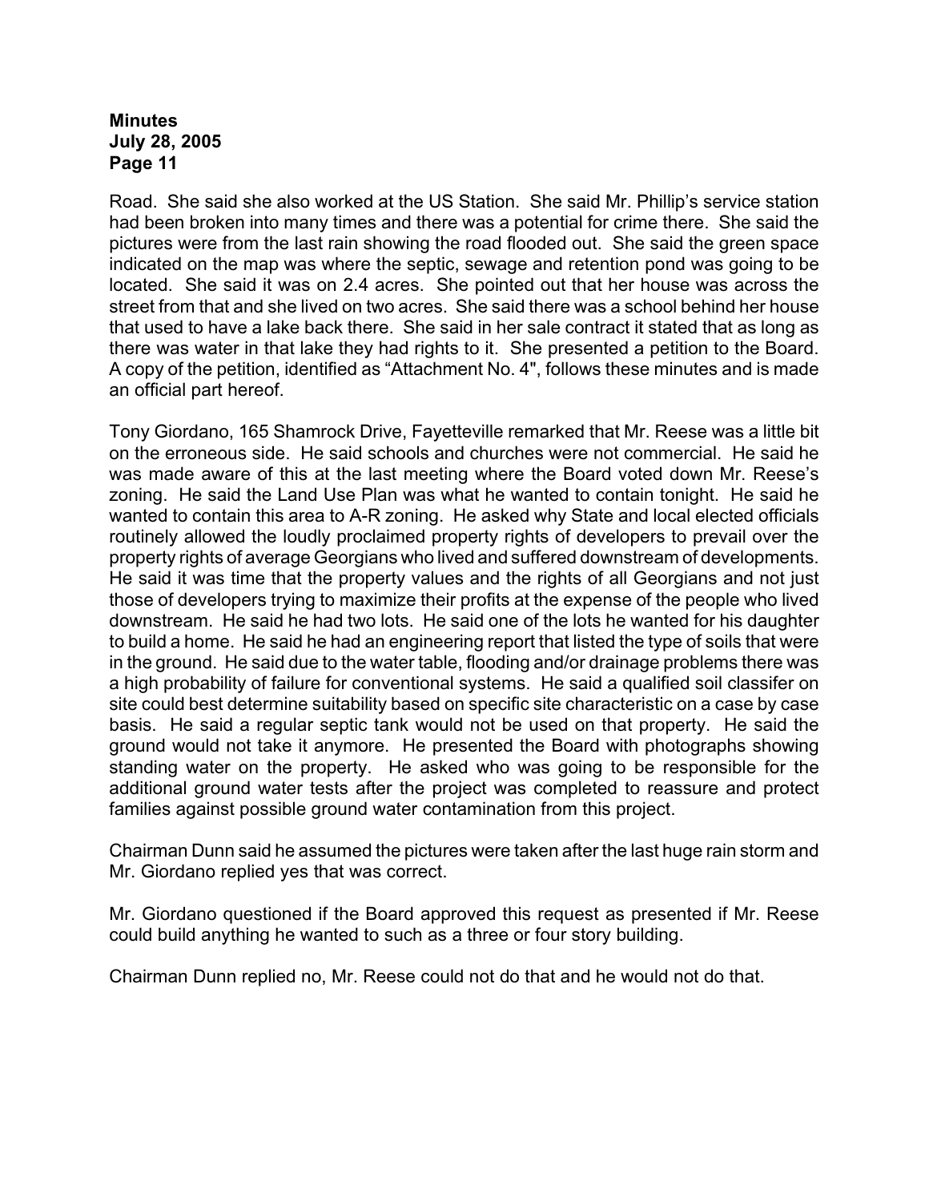Road. She said she also worked at the US Station. She said Mr. Phillip's service station had been broken into many times and there was a potential for crime there. She said the pictures were from the last rain showing the road flooded out. She said the green space indicated on the map was where the septic, sewage and retention pond was going to be located. She said it was on 2.4 acres. She pointed out that her house was across the street from that and she lived on two acres. She said there was a school behind her house that used to have a lake back there. She said in her sale contract it stated that as long as there was water in that lake they had rights to it. She presented a petition to the Board. A copy of the petition, identified as "Attachment No. 4", follows these minutes and is made an official part hereof.

Tony Giordano, 165 Shamrock Drive, Fayetteville remarked that Mr. Reese was a little bit on the erroneous side. He said schools and churches were not commercial. He said he was made aware of this at the last meeting where the Board voted down Mr. Reese's zoning. He said the Land Use Plan was what he wanted to contain tonight. He said he wanted to contain this area to A-R zoning. He asked why State and local elected officials routinely allowed the loudly proclaimed property rights of developers to prevail over the property rights of average Georgians who lived and suffered downstream of developments. He said it was time that the property values and the rights of all Georgians and not just those of developers trying to maximize their profits at the expense of the people who lived downstream. He said he had two lots. He said one of the lots he wanted for his daughter to build a home. He said he had an engineering report that listed the type of soils that were in the ground. He said due to the water table, flooding and/or drainage problems there was a high probability of failure for conventional systems. He said a qualified soil classifer on site could best determine suitability based on specific site characteristic on a case by case basis. He said a regular septic tank would not be used on that property. He said the ground would not take it anymore. He presented the Board with photographs showing standing water on the property. He asked who was going to be responsible for the additional ground water tests after the project was completed to reassure and protect families against possible ground water contamination from this project.

Chairman Dunn said he assumed the pictures were taken after the last huge rain storm and Mr. Giordano replied yes that was correct.

Mr. Giordano questioned if the Board approved this request as presented if Mr. Reese could build anything he wanted to such as a three or four story building.

Chairman Dunn replied no, Mr. Reese could not do that and he would not do that.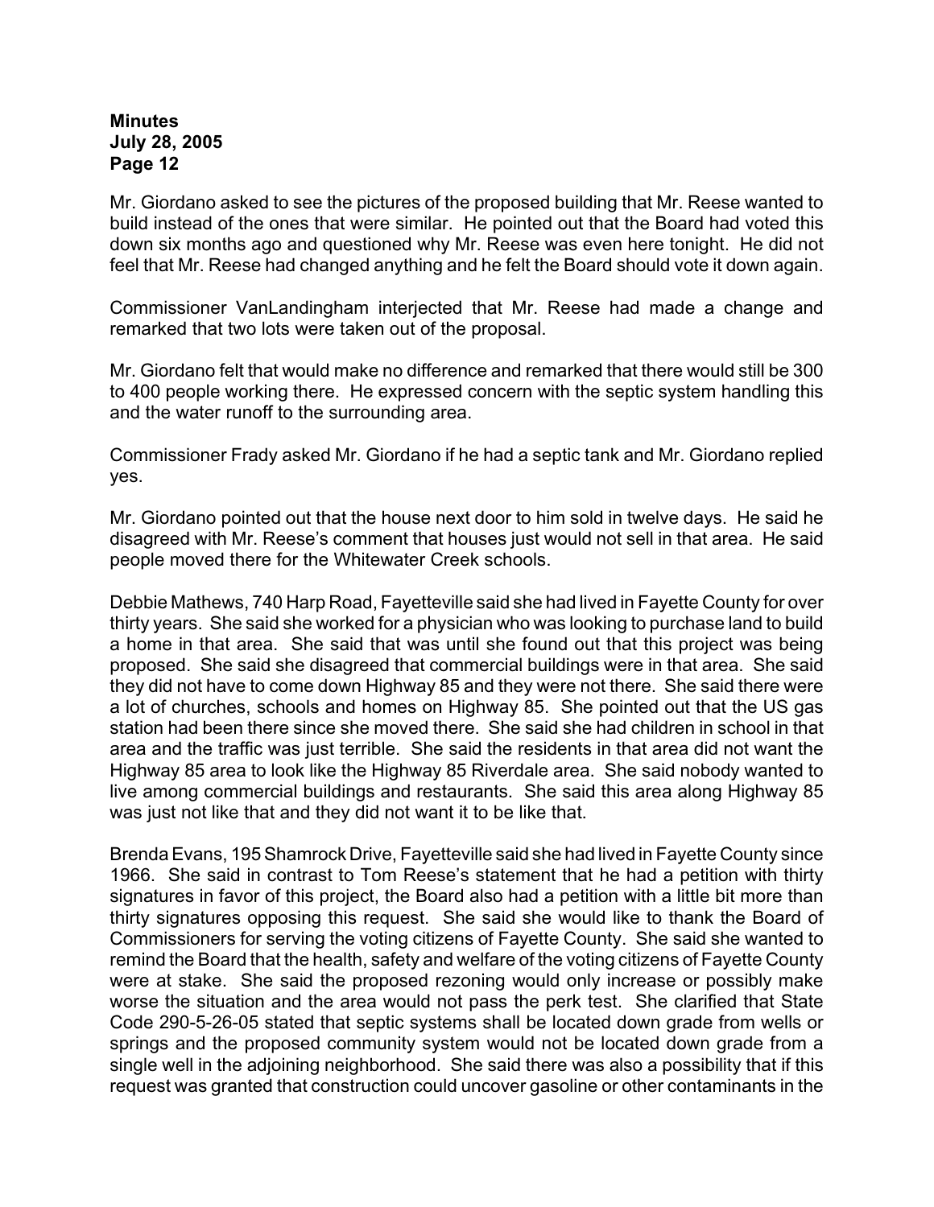Mr. Giordano asked to see the pictures of the proposed building that Mr. Reese wanted to build instead of the ones that were similar. He pointed out that the Board had voted this down six months ago and questioned why Mr. Reese was even here tonight. He did not feel that Mr. Reese had changed anything and he felt the Board should vote it down again.

Commissioner VanLandingham interjected that Mr. Reese had made a change and remarked that two lots were taken out of the proposal.

Mr. Giordano felt that would make no difference and remarked that there would still be 300 to 400 people working there. He expressed concern with the septic system handling this and the water runoff to the surrounding area.

Commissioner Frady asked Mr. Giordano if he had a septic tank and Mr. Giordano replied yes.

Mr. Giordano pointed out that the house next door to him sold in twelve days. He said he disagreed with Mr. Reese's comment that houses just would not sell in that area. He said people moved there for the Whitewater Creek schools.

Debbie Mathews, 740 Harp Road, Fayetteville said she had lived in Fayette County for over thirty years. She said she worked for a physician who was looking to purchase land to build a home in that area. She said that was until she found out that this project was being proposed. She said she disagreed that commercial buildings were in that area. She said they did not have to come down Highway 85 and they were not there. She said there were a lot of churches, schools and homes on Highway 85. She pointed out that the US gas station had been there since she moved there. She said she had children in school in that area and the traffic was just terrible. She said the residents in that area did not want the Highway 85 area to look like the Highway 85 Riverdale area. She said nobody wanted to live among commercial buildings and restaurants. She said this area along Highway 85 was just not like that and they did not want it to be like that.

Brenda Evans, 195 Shamrock Drive, Fayetteville said she had lived in Fayette County since 1966. She said in contrast to Tom Reese's statement that he had a petition with thirty signatures in favor of this project, the Board also had a petition with a little bit more than thirty signatures opposing this request. She said she would like to thank the Board of Commissioners for serving the voting citizens of Fayette County. She said she wanted to remind the Board that the health, safety and welfare of the voting citizens of Fayette County were at stake. She said the proposed rezoning would only increase or possibly make worse the situation and the area would not pass the perk test. She clarified that State Code 290-5-26-05 stated that septic systems shall be located down grade from wells or springs and the proposed community system would not be located down grade from a single well in the adjoining neighborhood. She said there was also a possibility that if this request was granted that construction could uncover gasoline or other contaminants in the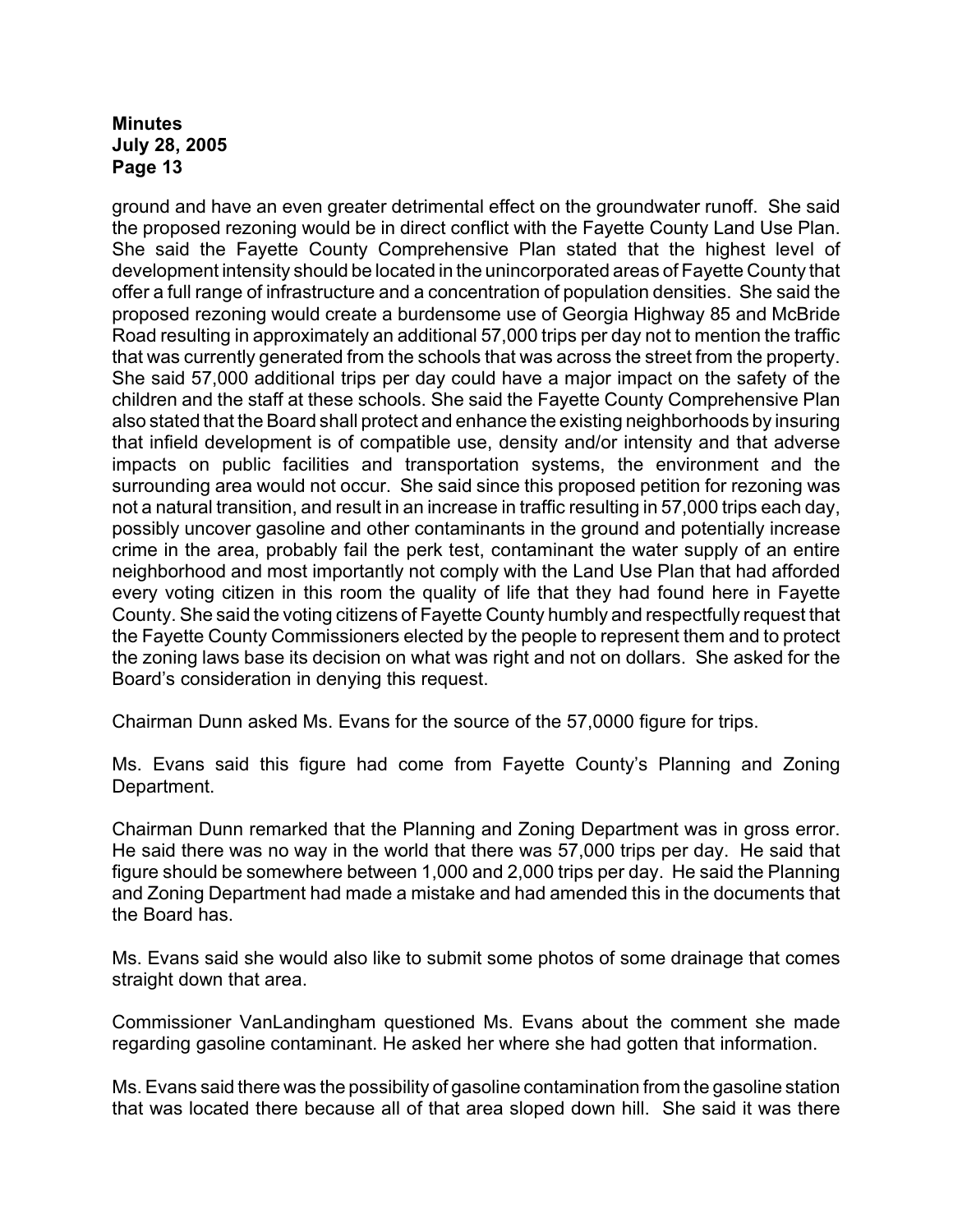ground and have an even greater detrimental effect on the groundwater runoff. She said the proposed rezoning would be in direct conflict with the Fayette County Land Use Plan. She said the Fayette County Comprehensive Plan stated that the highest level of development intensity should be located in the unincorporated areas of Fayette County that offer a full range of infrastructure and a concentration of population densities. She said the proposed rezoning would create a burdensome use of Georgia Highway 85 and McBride Road resulting in approximately an additional 57,000 trips per day not to mention the traffic that was currently generated from the schools that was across the street from the property. She said 57,000 additional trips per day could have a major impact on the safety of the children and the staff at these schools. She said the Fayette County Comprehensive Plan also stated that the Board shall protect and enhance the existing neighborhoods by insuring that infield development is of compatible use, density and/or intensity and that adverse impacts on public facilities and transportation systems, the environment and the surrounding area would not occur. She said since this proposed petition for rezoning was not a natural transition, and result in an increase in traffic resulting in 57,000 trips each day, possibly uncover gasoline and other contaminants in the ground and potentially increase crime in the area, probably fail the perk test, contaminant the water supply of an entire neighborhood and most importantly not comply with the Land Use Plan that had afforded every voting citizen in this room the quality of life that they had found here in Fayette County. She said the voting citizens of Fayette County humbly and respectfully request that the Fayette County Commissioners elected by the people to represent them and to protect the zoning laws base its decision on what was right and not on dollars. She asked for the Board's consideration in denying this request.

Chairman Dunn asked Ms. Evans for the source of the 57,0000 figure for trips.

Ms. Evans said this figure had come from Fayette County's Planning and Zoning Department.

Chairman Dunn remarked that the Planning and Zoning Department was in gross error. He said there was no way in the world that there was 57,000 trips per day. He said that figure should be somewhere between 1,000 and 2,000 trips per day. He said the Planning and Zoning Department had made a mistake and had amended this in the documents that the Board has.

Ms. Evans said she would also like to submit some photos of some drainage that comes straight down that area.

Commissioner VanLandingham questioned Ms. Evans about the comment she made regarding gasoline contaminant. He asked her where she had gotten that information.

Ms. Evans said there was the possibility of gasoline contamination from the gasoline station that was located there because all of that area sloped down hill. She said it was there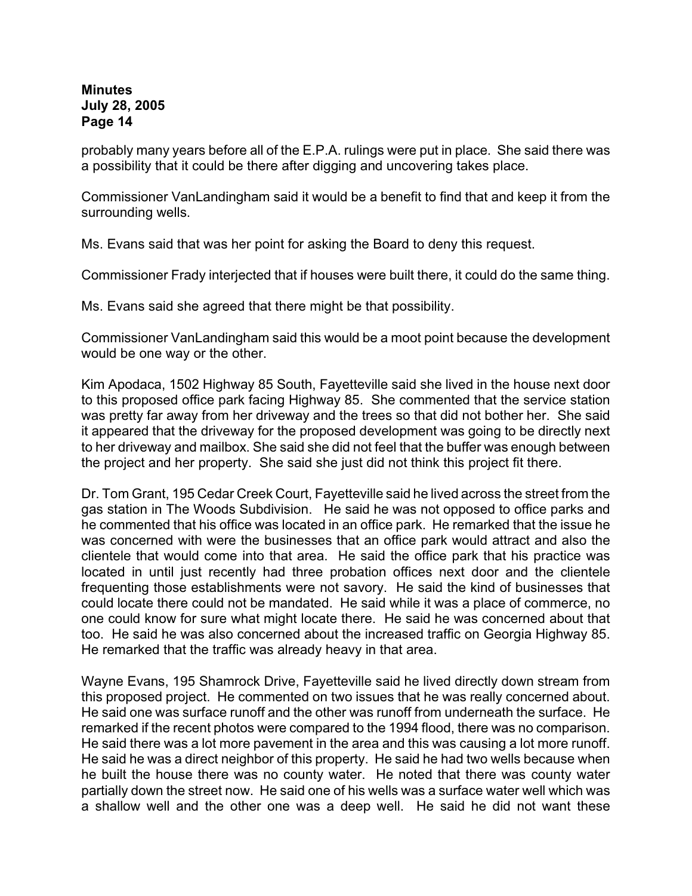probably many years before all of the E.P.A. rulings were put in place. She said there was a possibility that it could be there after digging and uncovering takes place.

Commissioner VanLandingham said it would be a benefit to find that and keep it from the surrounding wells.

Ms. Evans said that was her point for asking the Board to deny this request.

Commissioner Frady interjected that if houses were built there, it could do the same thing.

Ms. Evans said she agreed that there might be that possibility.

Commissioner VanLandingham said this would be a moot point because the development would be one way or the other.

Kim Apodaca, 1502 Highway 85 South, Fayetteville said she lived in the house next door to this proposed office park facing Highway 85. She commented that the service station was pretty far away from her driveway and the trees so that did not bother her. She said it appeared that the driveway for the proposed development was going to be directly next to her driveway and mailbox. She said she did not feel that the buffer was enough between the project and her property. She said she just did not think this project fit there.

Dr. Tom Grant, 195 Cedar Creek Court, Fayetteville said he lived across the street from the gas station in The Woods Subdivision. He said he was not opposed to office parks and he commented that his office was located in an office park. He remarked that the issue he was concerned with were the businesses that an office park would attract and also the clientele that would come into that area. He said the office park that his practice was located in until just recently had three probation offices next door and the clientele frequenting those establishments were not savory. He said the kind of businesses that could locate there could not be mandated. He said while it was a place of commerce, no one could know for sure what might locate there. He said he was concerned about that too. He said he was also concerned about the increased traffic on Georgia Highway 85. He remarked that the traffic was already heavy in that area.

Wayne Evans, 195 Shamrock Drive, Fayetteville said he lived directly down stream from this proposed project. He commented on two issues that he was really concerned about. He said one was surface runoff and the other was runoff from underneath the surface. He remarked if the recent photos were compared to the 1994 flood, there was no comparison. He said there was a lot more pavement in the area and this was causing a lot more runoff. He said he was a direct neighbor of this property. He said he had two wells because when he built the house there was no county water. He noted that there was county water partially down the street now. He said one of his wells was a surface water well which was a shallow well and the other one was a deep well. He said he did not want these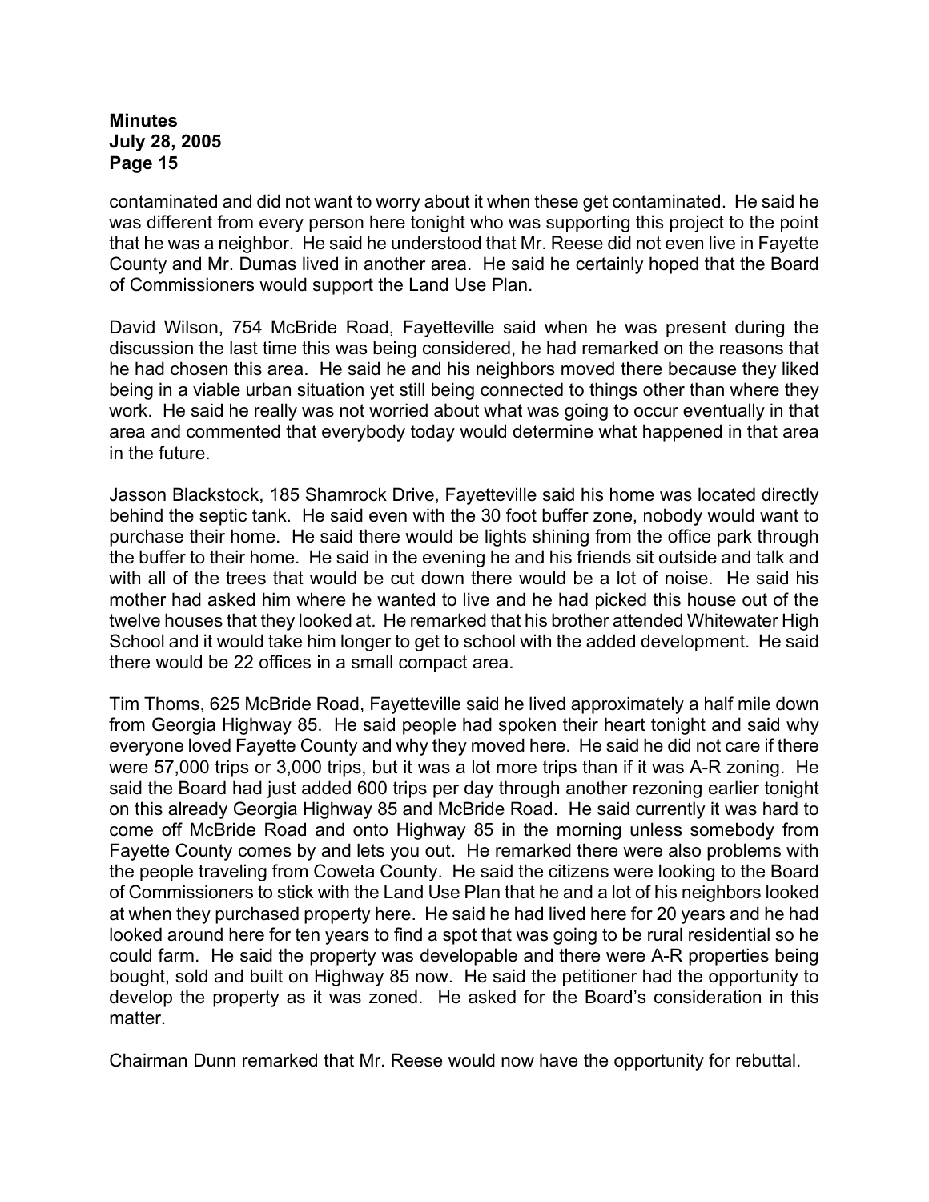contaminated and did not want to worry about it when these get contaminated. He said he was different from every person here tonight who was supporting this project to the point that he was a neighbor. He said he understood that Mr. Reese did not even live in Fayette County and Mr. Dumas lived in another area. He said he certainly hoped that the Board of Commissioners would support the Land Use Plan.

David Wilson, 754 McBride Road, Fayetteville said when he was present during the discussion the last time this was being considered, he had remarked on the reasons that he had chosen this area. He said he and his neighbors moved there because they liked being in a viable urban situation yet still being connected to things other than where they work. He said he really was not worried about what was going to occur eventually in that area and commented that everybody today would determine what happened in that area in the future.

Jasson Blackstock, 185 Shamrock Drive, Fayetteville said his home was located directly behind the septic tank. He said even with the 30 foot buffer zone, nobody would want to purchase their home. He said there would be lights shining from the office park through the buffer to their home. He said in the evening he and his friends sit outside and talk and with all of the trees that would be cut down there would be a lot of noise. He said his mother had asked him where he wanted to live and he had picked this house out of the twelve houses that they looked at. He remarked that his brother attended Whitewater High School and it would take him longer to get to school with the added development. He said there would be 22 offices in a small compact area.

Tim Thoms, 625 McBride Road, Fayetteville said he lived approximately a half mile down from Georgia Highway 85. He said people had spoken their heart tonight and said why everyone loved Fayette County and why they moved here. He said he did not care if there were 57,000 trips or 3,000 trips, but it was a lot more trips than if it was A-R zoning. He said the Board had just added 600 trips per day through another rezoning earlier tonight on this already Georgia Highway 85 and McBride Road. He said currently it was hard to come off McBride Road and onto Highway 85 in the morning unless somebody from Fayette County comes by and lets you out. He remarked there were also problems with the people traveling from Coweta County. He said the citizens were looking to the Board of Commissioners to stick with the Land Use Plan that he and a lot of his neighbors looked at when they purchased property here. He said he had lived here for 20 years and he had looked around here for ten years to find a spot that was going to be rural residential so he could farm. He said the property was developable and there were A-R properties being bought, sold and built on Highway 85 now. He said the petitioner had the opportunity to develop the property as it was zoned. He asked for the Board's consideration in this matter.

Chairman Dunn remarked that Mr. Reese would now have the opportunity for rebuttal.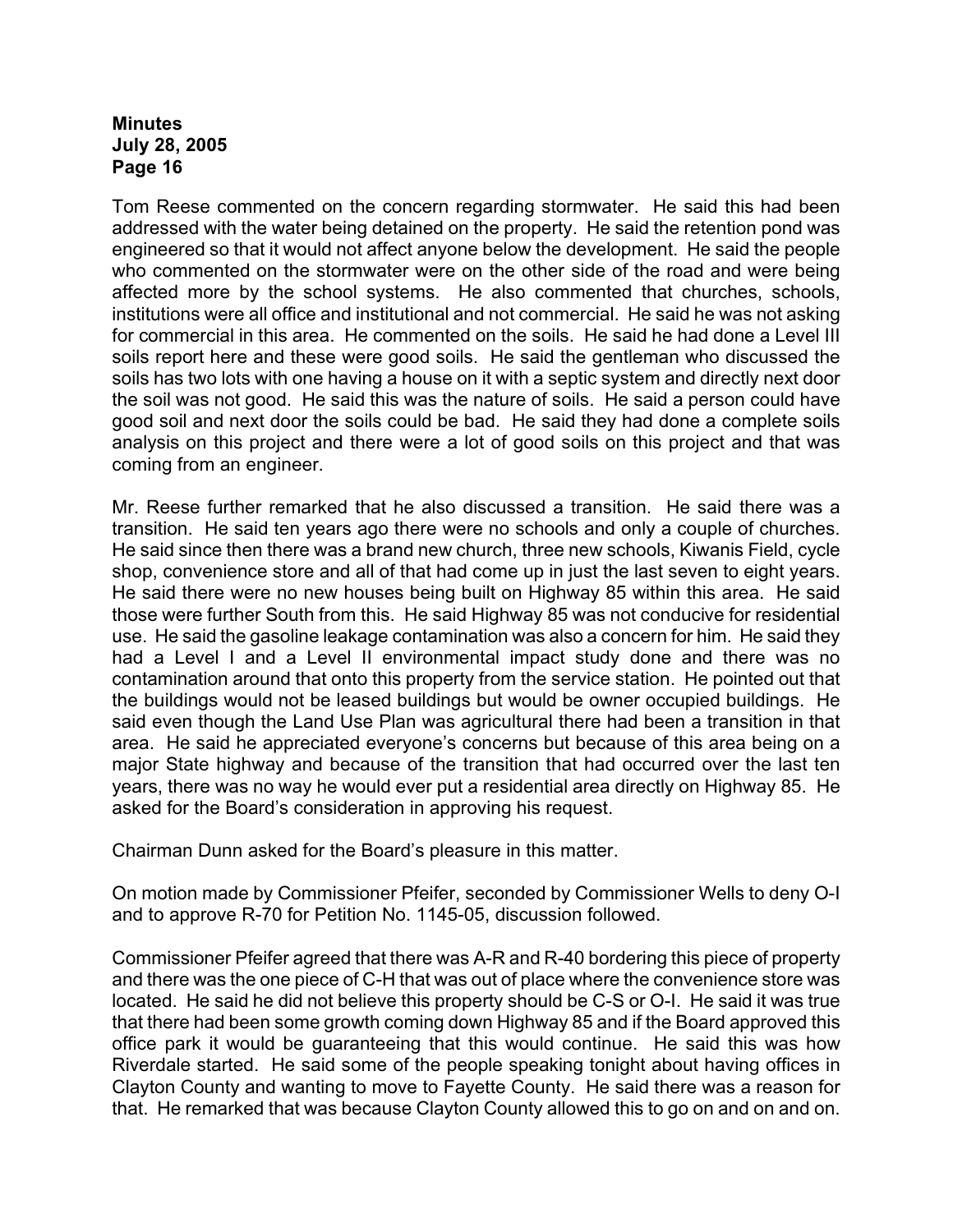Tom Reese commented on the concern regarding stormwater. He said this had been addressed with the water being detained on the property. He said the retention pond was engineered so that it would not affect anyone below the development. He said the people who commented on the stormwater were on the other side of the road and were being affected more by the school systems. He also commented that churches, schools, institutions were all office and institutional and not commercial. He said he was not asking for commercial in this area. He commented on the soils. He said he had done a Level III soils report here and these were good soils. He said the gentleman who discussed the soils has two lots with one having a house on it with a septic system and directly next door the soil was not good. He said this was the nature of soils. He said a person could have good soil and next door the soils could be bad. He said they had done a complete soils analysis on this project and there were a lot of good soils on this project and that was coming from an engineer.

Mr. Reese further remarked that he also discussed a transition. He said there was a transition. He said ten years ago there were no schools and only a couple of churches. He said since then there was a brand new church, three new schools, Kiwanis Field, cycle shop, convenience store and all of that had come up in just the last seven to eight years. He said there were no new houses being built on Highway 85 within this area. He said those were further South from this. He said Highway 85 was not conducive for residential use. He said the gasoline leakage contamination was also a concern for him. He said they had a Level I and a Level II environmental impact study done and there was no contamination around that onto this property from the service station. He pointed out that the buildings would not be leased buildings but would be owner occupied buildings. He said even though the Land Use Plan was agricultural there had been a transition in that area. He said he appreciated everyone's concerns but because of this area being on a major State highway and because of the transition that had occurred over the last ten years, there was no way he would ever put a residential area directly on Highway 85. He asked for the Board's consideration in approving his request.

Chairman Dunn asked for the Board's pleasure in this matter.

On motion made by Commissioner Pfeifer, seconded by Commissioner Wells to deny O-I and to approve R-70 for Petition No. 1145-05, discussion followed.

Commissioner Pfeifer agreed that there was A-R and R-40 bordering this piece of property and there was the one piece of C-H that was out of place where the convenience store was located. He said he did not believe this property should be C-S or O-I. He said it was true that there had been some growth coming down Highway 85 and if the Board approved this office park it would be guaranteeing that this would continue. He said this was how Riverdale started. He said some of the people speaking tonight about having offices in Clayton County and wanting to move to Fayette County. He said there was a reason for that. He remarked that was because Clayton County allowed this to go on and on and on.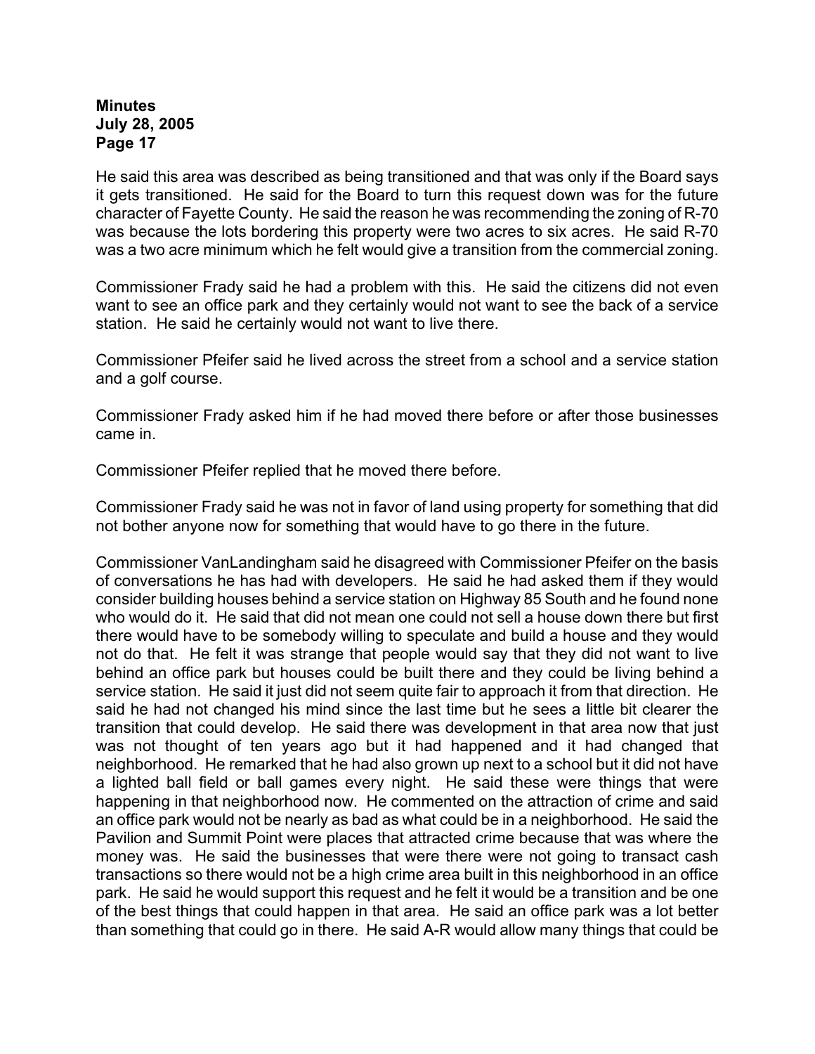He said this area was described as being transitioned and that was only if the Board says it gets transitioned. He said for the Board to turn this request down was for the future character of Fayette County. He said the reason he was recommending the zoning of R-70 was because the lots bordering this property were two acres to six acres. He said R-70 was a two acre minimum which he felt would give a transition from the commercial zoning.

Commissioner Frady said he had a problem with this. He said the citizens did not even want to see an office park and they certainly would not want to see the back of a service station. He said he certainly would not want to live there.

Commissioner Pfeifer said he lived across the street from a school and a service station and a golf course.

Commissioner Frady asked him if he had moved there before or after those businesses came in.

Commissioner Pfeifer replied that he moved there before.

Commissioner Frady said he was not in favor of land using property for something that did not bother anyone now for something that would have to go there in the future.

Commissioner VanLandingham said he disagreed with Commissioner Pfeifer on the basis of conversations he has had with developers. He said he had asked them if they would consider building houses behind a service station on Highway 85 South and he found none who would do it. He said that did not mean one could not sell a house down there but first there would have to be somebody willing to speculate and build a house and they would not do that. He felt it was strange that people would say that they did not want to live behind an office park but houses could be built there and they could be living behind a service station. He said it just did not seem quite fair to approach it from that direction. He said he had not changed his mind since the last time but he sees a little bit clearer the transition that could develop. He said there was development in that area now that just was not thought of ten years ago but it had happened and it had changed that neighborhood. He remarked that he had also grown up next to a school but it did not have a lighted ball field or ball games every night. He said these were things that were happening in that neighborhood now. He commented on the attraction of crime and said an office park would not be nearly as bad as what could be in a neighborhood. He said the Pavilion and Summit Point were places that attracted crime because that was where the money was. He said the businesses that were there were not going to transact cash transactions so there would not be a high crime area built in this neighborhood in an office park. He said he would support this request and he felt it would be a transition and be one of the best things that could happen in that area. He said an office park was a lot better than something that could go in there. He said A-R would allow many things that could be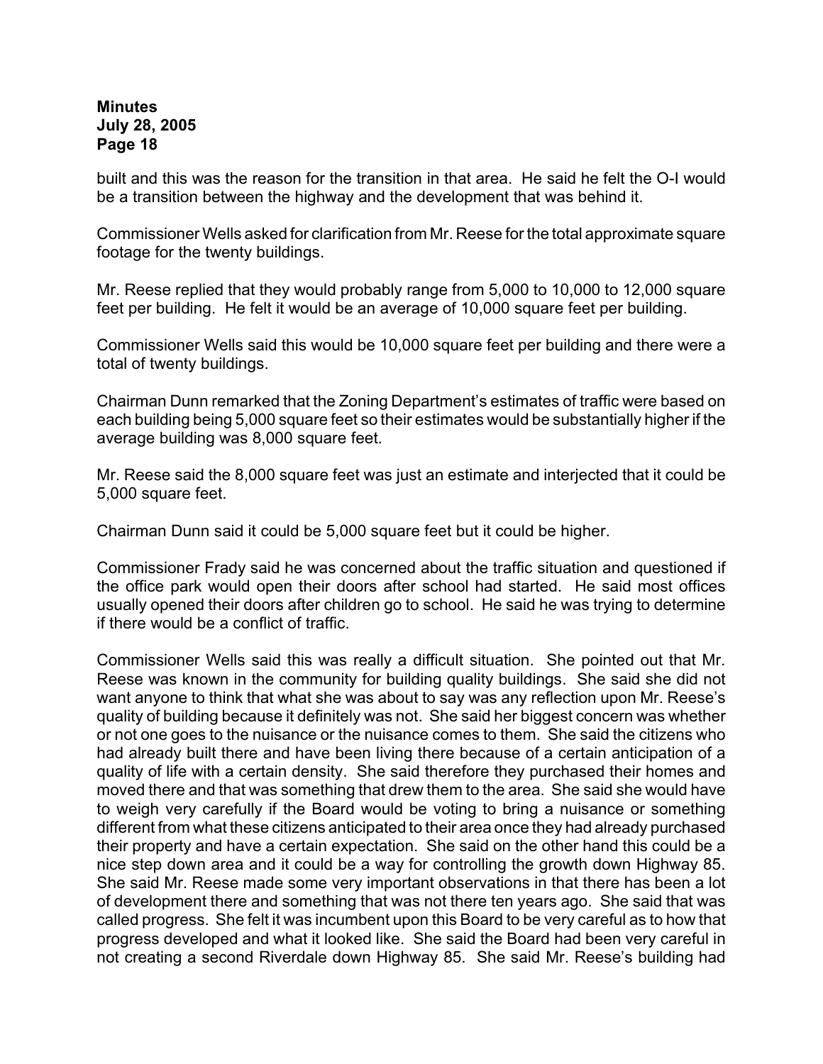built and this was the reason for the transition in that area. He said he felt the O-I would be a transition between the highway and the development that was behind it.

Commissioner Wells asked for clarification from Mr. Reese for the total approximate square footage for the twenty buildings.

Mr. Reese replied that they would probably range from 5,000 to 10,000 to 12,000 square feet per building. He felt it would be an average of 10,000 square feet per building.

Commissioner Wells said this would be 10,000 square feet per building and there were a total of twenty buildings.

Chairman Dunn remarked that the Zoning Department's estimates of traffic were based on each building being 5,000 square feet so their estimates would be substantially higher if the average building was 8,000 square feet.

Mr. Reese said the 8,000 square feet was just an estimate and interjected that it could be 5,000 square feet.

Chairman Dunn said it could be 5,000 square feet but it could be higher.

Commissioner Frady said he was concerned about the traffic situation and questioned if the office park would open their doors after school had started. He said most offices usually opened their doors after children go to school. He said he was trying to determine if there would be a conflict of traffic.

Commissioner Wells said this was really a difficult situation. She pointed out that Mr. Reese was known in the community for building quality buildings. She said she did not want anyone to think that what she was about to say was any reflection upon Mr. Reese's quality of building because it definitely was not. She said her biggest concern was whether or not one goes to the nuisance or the nuisance comes to them. She said the citizens who had already built there and have been living there because of a certain anticipation of a quality of life with a certain density. She said therefore they purchased their homes and moved there and that was something that drew them to the area. She said she would have to weigh very carefully if the Board would be voting to bring a nuisance or something different from what these citizens anticipated to their area once they had already purchased their property and have a certain expectation. She said on the other hand this could be a nice step down area and it could be a way for controlling the growth down Highway 85. She said Mr. Reese made some very important observations in that there has been a lot of development there and something that was not there ten years ago. She said that was called progress. She felt it was incumbent upon this Board to be very careful as to how that progress developed and what it looked like. She said the Board had been very careful in not creating a second Riverdale down Highway 85. She said Mr. Reese's building had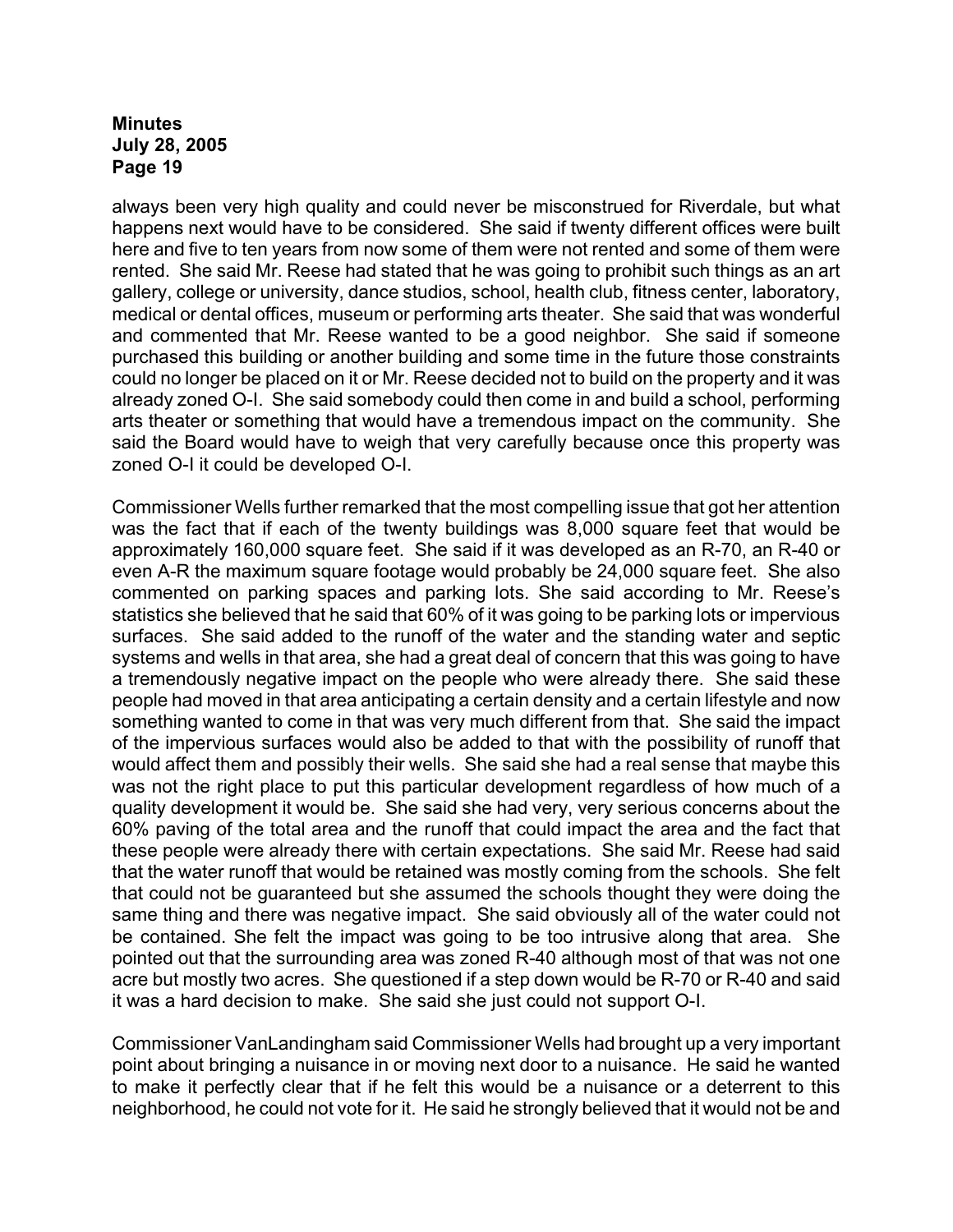always been very high quality and could never be misconstrued for Riverdale, but what happens next would have to be considered. She said if twenty different offices were built here and five to ten years from now some of them were not rented and some of them were rented. She said Mr. Reese had stated that he was going to prohibit such things as an art gallery, college or university, dance studios, school, health club, fitness center, laboratory, medical or dental offices, museum or performing arts theater. She said that was wonderful and commented that Mr. Reese wanted to be a good neighbor. She said if someone purchased this building or another building and some time in the future those constraints could no longer be placed on it or Mr. Reese decided not to build on the property and it was already zoned O-I. She said somebody could then come in and build a school, performing arts theater or something that would have a tremendous impact on the community. She said the Board would have to weigh that very carefully because once this property was zoned O-I it could be developed O-I.

Commissioner Wells further remarked that the most compelling issue that got her attention was the fact that if each of the twenty buildings was 8,000 square feet that would be approximately 160,000 square feet. She said if it was developed as an R-70, an R-40 or even A-R the maximum square footage would probably be 24,000 square feet. She also commented on parking spaces and parking lots. She said according to Mr. Reese's statistics she believed that he said that 60% of it was going to be parking lots or impervious surfaces. She said added to the runoff of the water and the standing water and septic systems and wells in that area, she had a great deal of concern that this was going to have a tremendously negative impact on the people who were already there. She said these people had moved in that area anticipating a certain density and a certain lifestyle and now something wanted to come in that was very much different from that. She said the impact of the impervious surfaces would also be added to that with the possibility of runoff that would affect them and possibly their wells. She said she had a real sense that maybe this was not the right place to put this particular development regardless of how much of a quality development it would be. She said she had very, very serious concerns about the 60% paving of the total area and the runoff that could impact the area and the fact that these people were already there with certain expectations. She said Mr. Reese had said that the water runoff that would be retained was mostly coming from the schools. She felt that could not be guaranteed but she assumed the schools thought they were doing the same thing and there was negative impact. She said obviously all of the water could not be contained. She felt the impact was going to be too intrusive along that area. She pointed out that the surrounding area was zoned R-40 although most of that was not one acre but mostly two acres. She questioned if a step down would be R-70 or R-40 and said it was a hard decision to make. She said she just could not support O-I.

Commissioner VanLandingham said Commissioner Wells had brought up a very important point about bringing a nuisance in or moving next door to a nuisance. He said he wanted to make it perfectly clear that if he felt this would be a nuisance or a deterrent to this neighborhood, he could not vote for it. He said he strongly believed that it would not be and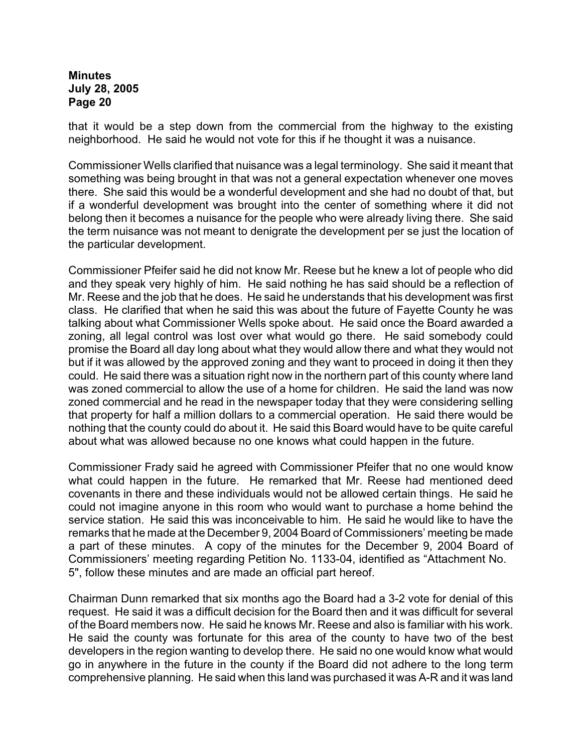that it would be a step down from the commercial from the highway to the existing neighborhood. He said he would not vote for this if he thought it was a nuisance.

Commissioner Wells clarified that nuisance was a legal terminology. She said it meant that something was being brought in that was not a general expectation whenever one moves there. She said this would be a wonderful development and she had no doubt of that, but if a wonderful development was brought into the center of something where it did not belong then it becomes a nuisance for the people who were already living there. She said the term nuisance was not meant to denigrate the development per se just the location of the particular development.

Commissioner Pfeifer said he did not know Mr. Reese but he knew a lot of people who did and they speak very highly of him. He said nothing he has said should be a reflection of Mr. Reese and the job that he does. He said he understands that his development was first class. He clarified that when he said this was about the future of Fayette County he was talking about what Commissioner Wells spoke about. He said once the Board awarded a zoning, all legal control was lost over what would go there. He said somebody could promise the Board all day long about what they would allow there and what they would not but if it was allowed by the approved zoning and they want to proceed in doing it then they could. He said there was a situation right now in the northern part of this county where land was zoned commercial to allow the use of a home for children. He said the land was now zoned commercial and he read in the newspaper today that they were considering selling that property for half a million dollars to a commercial operation. He said there would be nothing that the county could do about it. He said this Board would have to be quite careful about what was allowed because no one knows what could happen in the future.

Commissioner Frady said he agreed with Commissioner Pfeifer that no one would know what could happen in the future. He remarked that Mr. Reese had mentioned deed covenants in there and these individuals would not be allowed certain things. He said he could not imagine anyone in this room who would want to purchase a home behind the service station. He said this was inconceivable to him. He said he would like to have the remarks that he made at the December 9, 2004 Board of Commissioners' meeting be made a part of these minutes. A copy of the minutes for the December 9, 2004 Board of Commissioners' meeting regarding Petition No. 1133-04, identified as "Attachment No. 5", follow these minutes and are made an official part hereof.

Chairman Dunn remarked that six months ago the Board had a 3-2 vote for denial of this request. He said it was a difficult decision for the Board then and it was difficult for several of the Board members now. He said he knows Mr. Reese and also is familiar with his work. He said the county was fortunate for this area of the county to have two of the best developers in the region wanting to develop there. He said no one would know what would go in anywhere in the future in the county if the Board did not adhere to the long term comprehensive planning. He said when this land was purchased it was A-R and it was land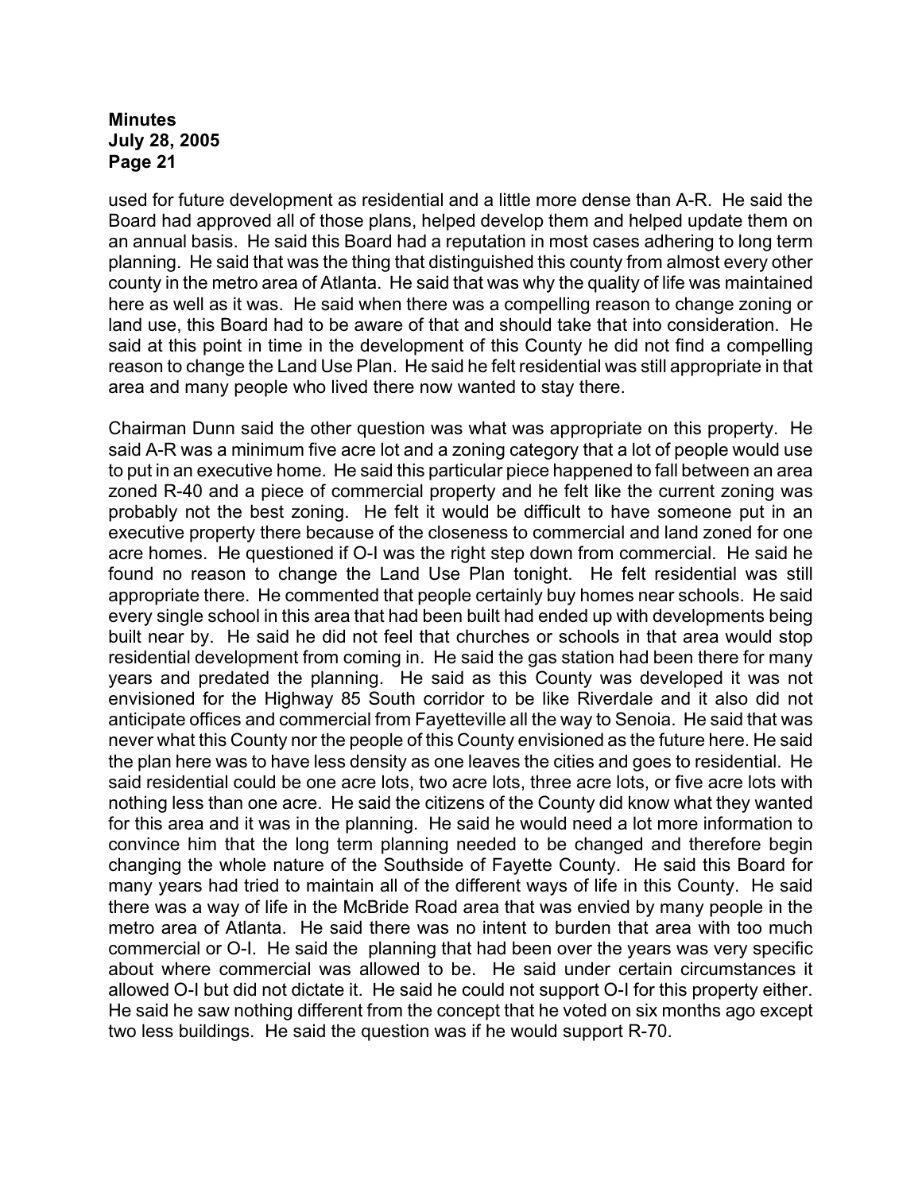used for future development as residential and a little more dense than A-R. He said the Board had approved all of those plans, helped develop them and helped update them on an annual basis. He said this Board had a reputation in most cases adhering to long term planning. He said that was the thing that distinguished this county from almost every other county in the metro area of Atlanta. He said that was why the quality of life was maintained here as well as it was. He said when there was a compelling reason to change zoning or land use, this Board had to be aware of that and should take that into consideration. He said at this point in time in the development of this County he did not find a compelling reason to change the Land Use Plan. He said he felt residential was still appropriate in that area and many people who lived there now wanted to stay there.

Chairman Dunn said the other question was what was appropriate on this property. He said A-R was a minimum five acre lot and a zoning category that a lot of people would use to put in an executive home. He said this particular piece happened to fall between an area zoned R-40 and a piece of commercial property and he felt like the current zoning was probably not the best zoning. He felt it would be difficult to have someone put in an executive property there because of the closeness to commercial and land zoned for one acre homes. He questioned if O-I was the right step down from commercial. He said he found no reason to change the Land Use Plan tonight. He felt residential was still appropriate there. He commented that people certainly buy homes near schools. He said every single school in this area that had been built had ended up with developments being built near by. He said he did not feel that churches or schools in that area would stop residential development from coming in. He said the gas station had been there for many years and predated the planning. He said as this County was developed it was not envisioned for the Highway 85 South corridor to be like Riverdale and it also did not anticipate offices and commercial from Fayetteville all the way to Senoia. He said that was never what this County nor the people of this County envisioned as the future here. He said the plan here was to have less density as one leaves the cities and goes to residential. He said residential could be one acre lots, two acre lots, three acre lots, or five acre lots with nothing less than one acre. He said the citizens of the County did know what they wanted for this area and it was in the planning. He said he would need a lot more information to convince him that the long term planning needed to be changed and therefore begin changing the whole nature of the Southside of Fayette County. He said this Board for many years had tried to maintain all of the different ways of life in this County. He said there was a way of life in the McBride Road area that was envied by many people in the metro area of Atlanta. He said there was no intent to burden that area with too much commercial or O-I. He said the planning that had been over the years was very specific about where commercial was allowed to be. He said under certain circumstances it allowed O-I but did not dictate it. He said he could not support O-I for this property either. He said he saw nothing different from the concept that he voted on six months ago except two less buildings. He said the question was if he would support R-70.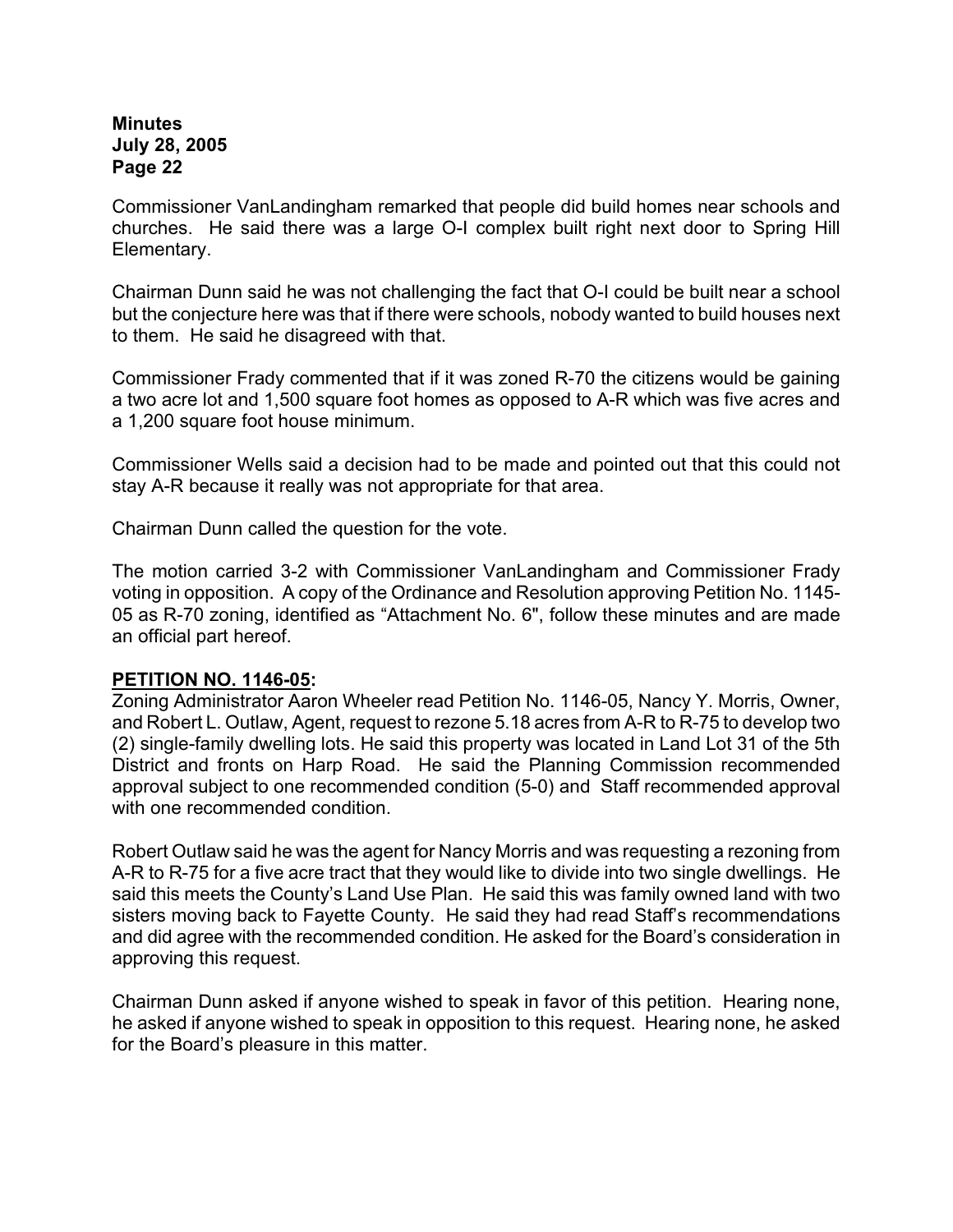Commissioner VanLandingham remarked that people did build homes near schools and churches. He said there was a large O-I complex built right next door to Spring Hill Elementary.

Chairman Dunn said he was not challenging the fact that O-I could be built near a school but the conjecture here was that if there were schools, nobody wanted to build houses next to them. He said he disagreed with that.

Commissioner Frady commented that if it was zoned R-70 the citizens would be gaining a two acre lot and 1,500 square foot homes as opposed to A-R which was five acres and a 1,200 square foot house minimum.

Commissioner Wells said a decision had to be made and pointed out that this could not stay A-R because it really was not appropriate for that area.

Chairman Dunn called the question for the vote.

The motion carried 3-2 with Commissioner VanLandingham and Commissioner Frady voting in opposition. A copy of the Ordinance and Resolution approving Petition No. 1145-05 as R-70 zoning, identified as "Attachment No. 6", follow these minutes and are made an official part hereof.

**PETITION NO. 1146-05:**

Zoning Administrator Aaron Wheeler read Petition No. 1146-05, Nancy Y. Morris, Owner, and Robert L. Outlaw, Agent, request to rezone 5.18 acres from A-R to R-75 to develop two (2) single-family dwelling lots. He said this property was located in Land Lot 31 of the 5th District and fronts on Harp Road. He said the Planning Commission recommended approval subject to one recommended condition (5-0) and Staff recommended approval with one recommended condition.

Robert Outlaw said he was the agent for Nancy Morris and was requesting a rezoning from A-R to R-75 for a five acre tract that they would like to divide into two single dwellings. He said this meets the County's Land Use Plan. He said this was family owned land with two sisters moving back to Fayette County. He said they had read Staff's recommendations and did agree with the recommended condition. He asked for the Board's consideration in approving this request.

Chairman Dunn asked if anyone wished to speak in favor of this petition. Hearing none, he asked if anyone wished to speak in opposition to this request. Hearing none, he asked for the Board's pleasure in this matter.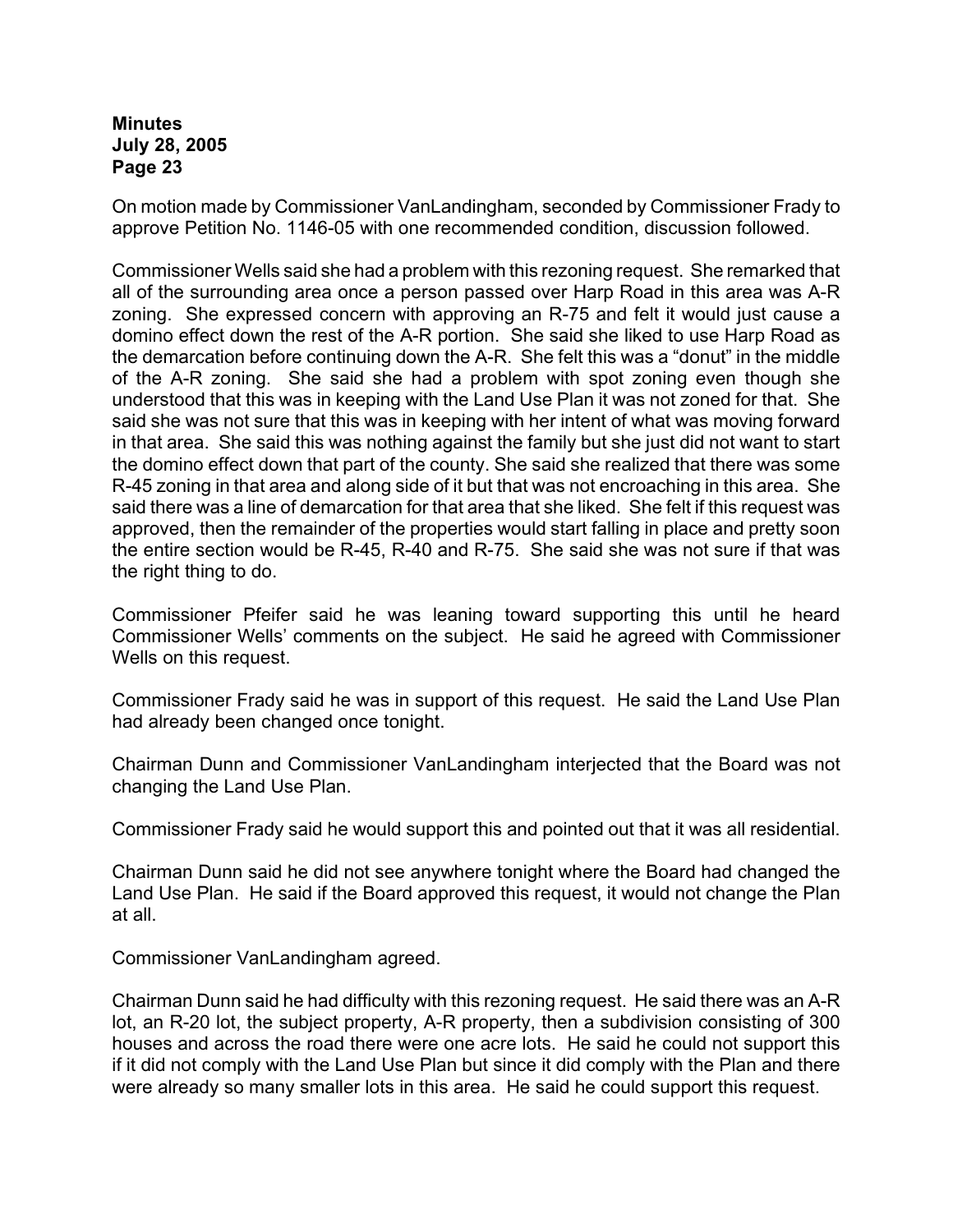On motion made by Commissioner VanLandingham, seconded by Commissioner Frady to approve Petition No. 1146-05 with one recommended condition, discussion followed.

Commissioner Wells said she had a problem with this rezoning request. She remarked that all of the surrounding area once a person passed over Harp Road in this area was A-R zoning. She expressed concern with approving an R-75 and felt it would just cause a domino effect down the rest of the A-R portion. She said she liked to use Harp Road as the demarcation before continuing down the A-R. She felt this was a "donut" in the middle of the A-R zoning. She said she had a problem with spot zoning even though she understood that this was in keeping with the Land Use Plan it was not zoned for that. She said she was not sure that this was in keeping with her intent of what was moving forward in that area. She said this was nothing against the family but she just did not want to start the domino effect down that part of the county. She said she realized that there was some R-45 zoning in that area and along side of it but that was not encroaching in this area. She said there was a line of demarcation for that area that she liked. She felt if this request was approved, then the remainder of the properties would start falling in place and pretty soon the entire section would be R-45, R-40 and R-75. She said she was not sure if that was the right thing to do.

Commissioner Pfeifer said he was leaning toward supporting this until he heard Commissioner Wells' comments on the subject. He said he agreed with Commissioner Wells on this request.

Commissioner Frady said he was in support of this request. He said the Land Use Plan had already been changed once tonight.

Chairman Dunn and Commissioner VanLandingham interjected that the Board was not changing the Land Use Plan.

Commissioner Frady said he would support this and pointed out that it was all residential.

Chairman Dunn said he did not see anywhere tonight where the Board had changed the Land Use Plan. He said if the Board approved this request, it would not change the Plan at all.

Commissioner VanLandingham agreed.

Chairman Dunn said he had difficulty with this rezoning request. He said there was an A-R lot, an R-20 lot, the subject property, A-R property, then a subdivision consisting of 300 houses and across the road there were one acre lots. He said he could not support this if it did not comply with the Land Use Plan but since it did comply with the Plan and there were already so many smaller lots in this area. He said he could support this request.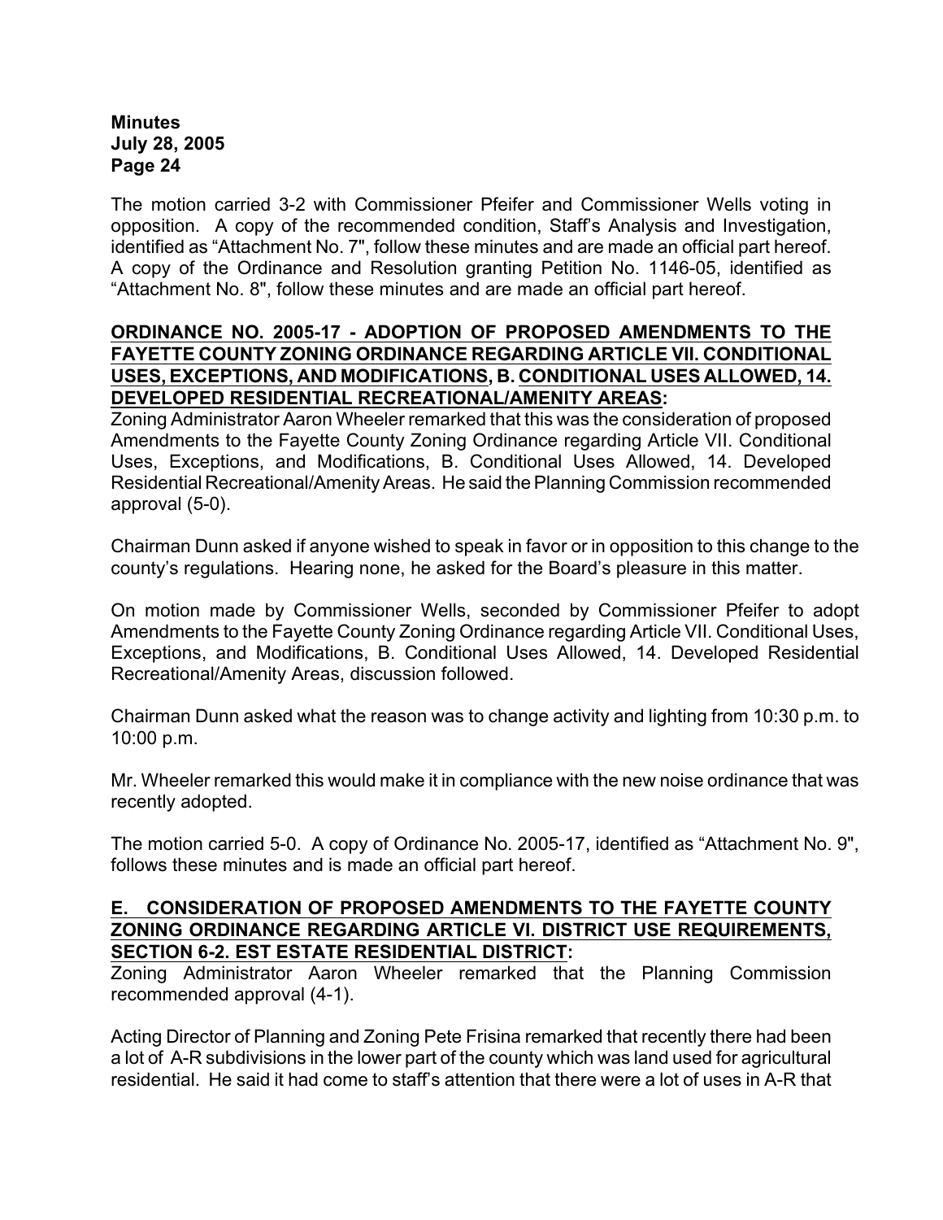The motion carried 3-2 with Commissioner Pfeifer and Commissioner Wells voting in opposition. A copy of the recommended condition, Staff's Analysis and Investigation, identified as "Attachment No. 7", follow these minutes and are made an official part hereof. A copy of the Ordinance and Resolution granting Petition No. 1146-05, identified as "Attachment No. 8", follow these minutes and are made an official part hereof.

**ORDINANCE NO. 2005-17 - ADOPTION OF PROPOSED AMENDMENTS TO THE FAYETTE COUNTY ZONING ORDINANCE REGARDING ARTICLE VII. CONDITIONAL USES, EXCEPTIONS, AND MODIFICATIONS, B. CONDITIONAL USES ALLOWED, 14. DEVELOPED RESIDENTIAL RECREATIONAL/AMENITY AREAS:**

Zoning Administrator Aaron Wheeler remarked that this was the consideration of proposed Amendments to the Fayette County Zoning Ordinance regarding Article VII. Conditional Uses, Exceptions, and Modifications, B. Conditional Uses Allowed, 14. Developed Residential Recreational/Amenity Areas. He said the Planning Commission recommended approval (5-0).

Chairman Dunn asked if anyone wished to speak in favor or in opposition to this change to the county's regulations. Hearing none, he asked for the Board's pleasure in this matter.

On motion made by Commissioner Wells, seconded by Commissioner Pfeifer to adopt Amendments to the Fayette County Zoning Ordinance regarding Article VII. Conditional Uses, Exceptions, and Modifications, B. Conditional Uses Allowed, 14. Developed Residential Recreational/Amenity Areas, discussion followed.

Chairman Dunn asked what the reason was to change activity and lighting from 10:30 p.m. to 10:00 p.m.

Mr. Wheeler remarked this would make it in compliance with the new noise ordinance that was recently adopted.

The motion carried 5-0. A copy of Ordinance No. 2005-17, identified as "Attachment No. 9", follows these minutes and is made an official part hereof.

**E. CONSIDERATION OF PROPOSED AMENDMENTS TO THE FAYETTE COUNTY ZONING ORDINANCE REGARDING ARTICLE VI. DISTRICT USE REQUIREMENTS, SECTION 6-2. EST ESTATE RESIDENTIAL DISTRICT:**

Zoning Administrator Aaron Wheeler remarked that the Planning Commission recommended approval (4-1).

Acting Director of Planning and Zoning Pete Frisina remarked that recently there had been a lot of A-R subdivisions in the lower part of the county which was land used for agricultural residential. He said it had come to staff's attention that there were a lot of uses in A-R that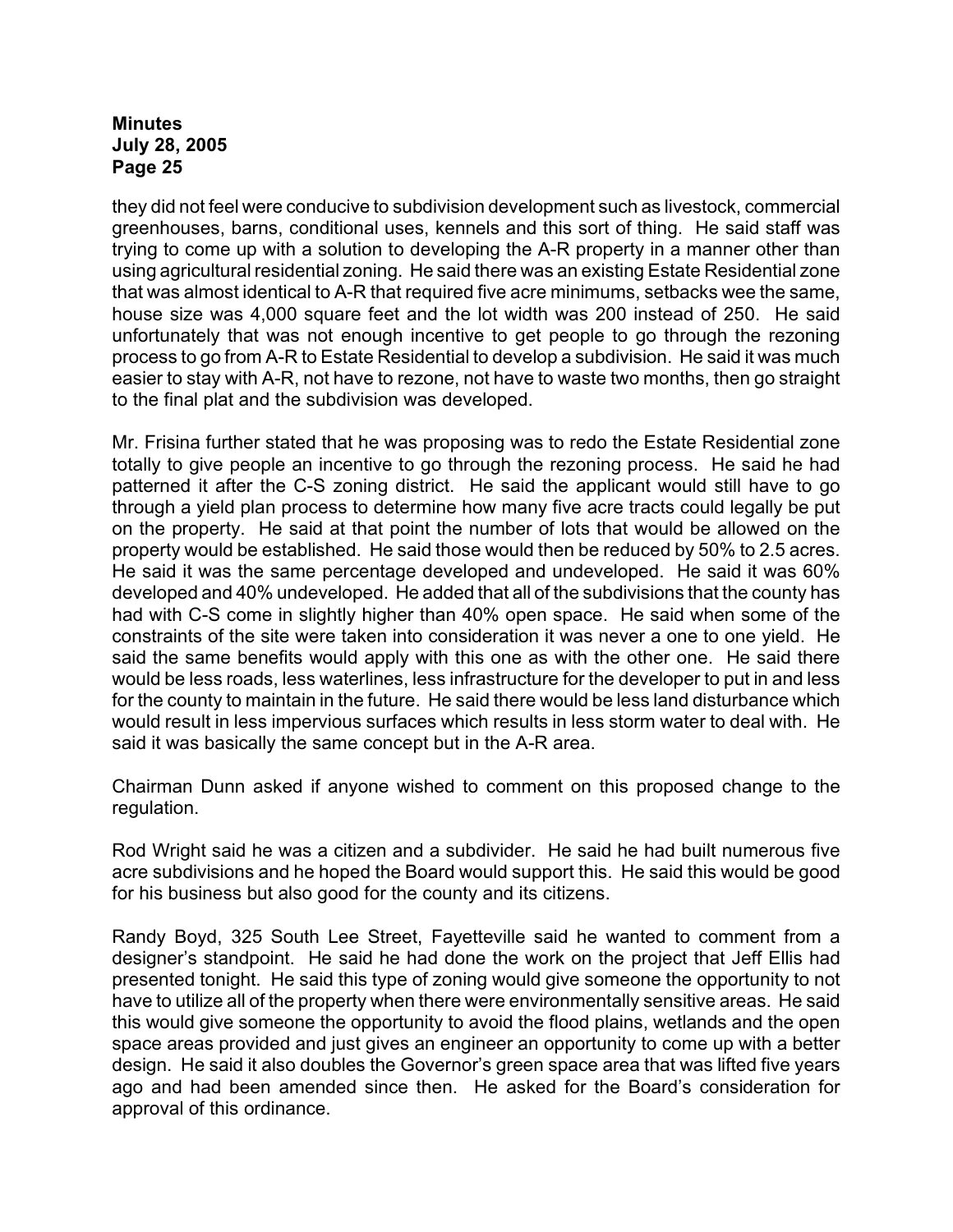they did not feel were conducive to subdivision development such as livestock, commercial greenhouses, barns, conditional uses, kennels and this sort of thing. He said staff was trying to come up with a solution to developing the A-R property in a manner other than using agricultural residential zoning. He said there was an existing Estate Residential zone that was almost identical to A-R that required five acre minimums, setbacks wee the same, house size was 4,000 square feet and the lot width was 200 instead of 250. He said unfortunately that was not enough incentive to get people to go through the rezoning process to go from A-R to Estate Residential to develop a subdivision. He said it was much easier to stay with A-R, not have to rezone, not have to waste two months, then go straight to the final plat and the subdivision was developed.

Mr. Frisina further stated that he was proposing was to redo the Estate Residential zone totally to give people an incentive to go through the rezoning process. He said he had patterned it after the C-S zoning district. He said the applicant would still have to go through a yield plan process to determine how many five acre tracts could legally be put on the property. He said at that point the number of lots that would be allowed on the property would be established. He said those would then be reduced by 50% to 2.5 acres. He said it was the same percentage developed and undeveloped. He said it was 60% developed and 40% undeveloped. He added that all of the subdivisions that the county has had with C-S come in slightly higher than 40% open space. He said when some of the constraints of the site were taken into consideration it was never a one to one yield. He said the same benefits would apply with this one as with the other one. He said there would be less roads, less waterlines, less infrastructure for the developer to put in and less for the county to maintain in the future. He said there would be less land disturbance which would result in less impervious surfaces which results in less storm water to deal with. He said it was basically the same concept but in the A-R area.

Chairman Dunn asked if anyone wished to comment on this proposed change to the regulation.

Rod Wright said he was a citizen and a subdivider. He said he had built numerous five acre subdivisions and he hoped the Board would support this. He said this would be good for his business but also good for the county and its citizens.

Randy Boyd, 325 South Lee Street, Fayetteville said he wanted to comment from a designer's standpoint. He said he had done the work on the project that Jeff Ellis had presented tonight. He said this type of zoning would give someone the opportunity to not have to utilize all of the property when there were environmentally sensitive areas. He said this would give someone the opportunity to avoid the flood plains, wetlands and the open space areas provided and just gives an engineer an opportunity to come up with a better design. He said it also doubles the Governor's green space area that was lifted five years ago and had been amended since then. He asked for the Board's consideration for approval of this ordinance.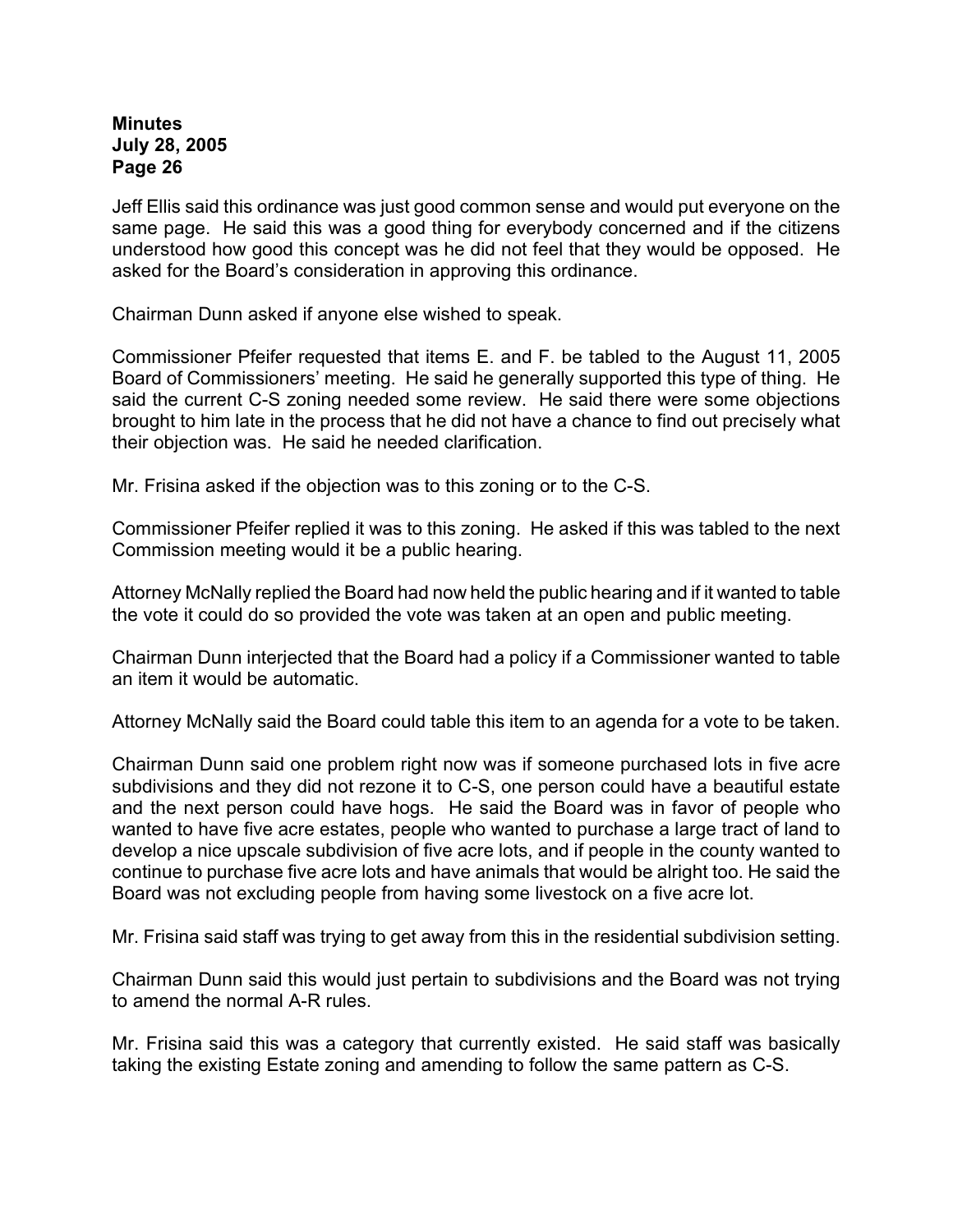Jeff Ellis said this ordinance was just good common sense and would put everyone on the same page. He said this was a good thing for everybody concerned and if the citizens understood how good this concept was he did not feel that they would be opposed. He asked for the Board's consideration in approving this ordinance.

Chairman Dunn asked if anyone else wished to speak.

Commissioner Pfeifer requested that items E. and F. be tabled to the August 11, 2005 Board of Commissioners' meeting. He said he generally supported this type of thing. He said the current C-S zoning needed some review. He said there were some objections brought to him late in the process that he did not have a chance to find out precisely what their objection was. He said he needed clarification.

Mr. Frisina asked if the objection was to this zoning or to the C-S.

Commissioner Pfeifer replied it was to this zoning. He asked if this was tabled to the next Commission meeting would it be a public hearing.

Attorney McNally replied the Board had now held the public hearing and if it wanted to table the vote it could do so provided the vote was taken at an open and public meeting.

Chairman Dunn interjected that the Board had a policy if a Commissioner wanted to table an item it would be automatic.

Attorney McNally said the Board could table this item to an agenda for a vote to be taken.

Chairman Dunn said one problem right now was if someone purchased lots in five acre subdivisions and they did not rezone it to C-S, one person could have a beautiful estate and the next person could have hogs. He said the Board was in favor of people who wanted to have five acre estates, people who wanted to purchase a large tract of land to develop a nice upscale subdivision of five acre lots, and if people in the county wanted to continue to purchase five acre lots and have animals that would be alright too. He said the Board was not excluding people from having some livestock on a five acre lot.

Mr. Frisina said staff was trying to get away from this in the residential subdivision setting.

Chairman Dunn said this would just pertain to subdivisions and the Board was not trying to amend the normal A-R rules.

Mr. Frisina said this was a category that currently existed. He said staff was basically taking the existing Estate zoning and amending to follow the same pattern as C-S.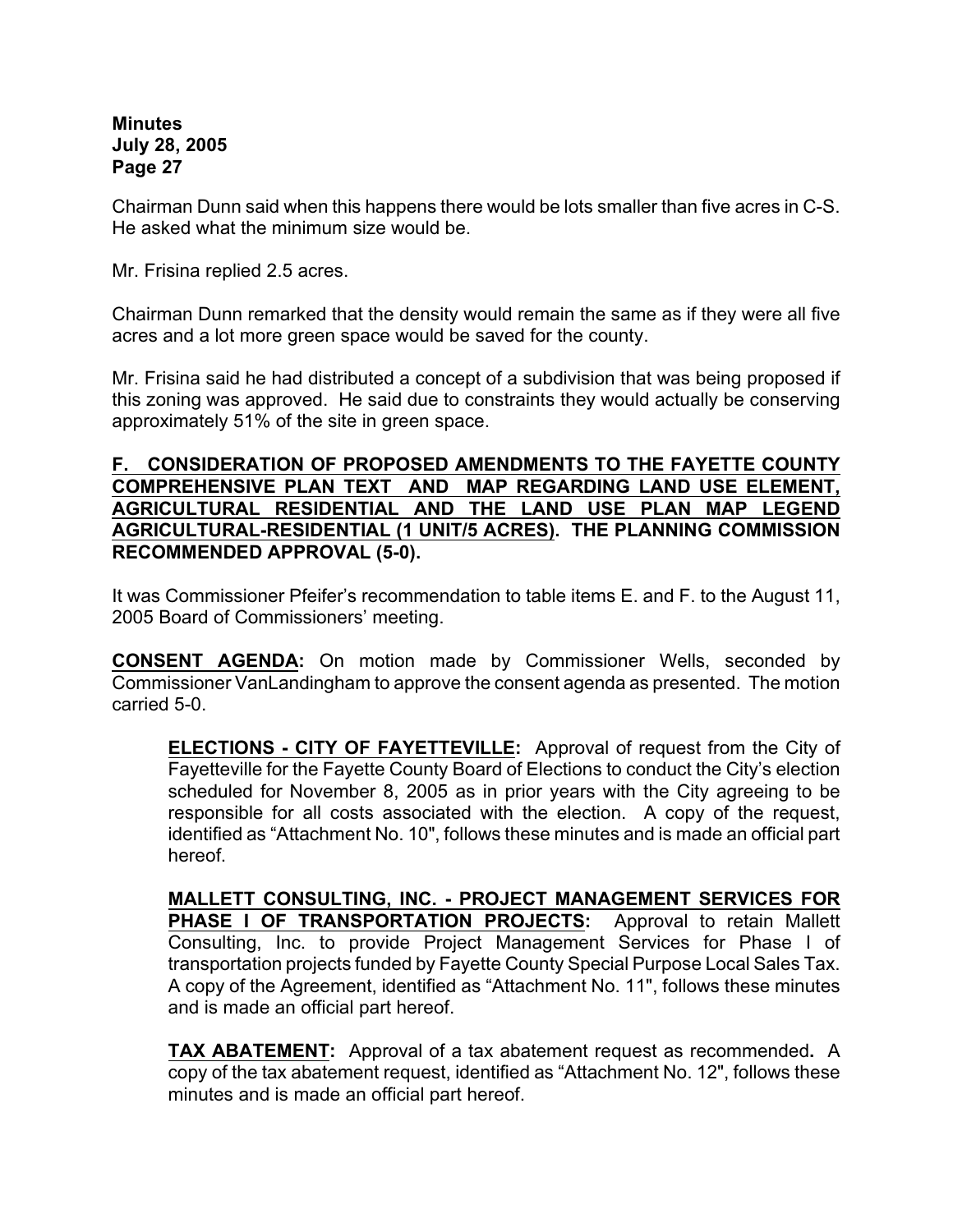Chairman Dunn said when this happens there would be lots smaller than five acres in C-S. He asked what the minimum size would be.

Mr. Frisina replied 2.5 acres.

Chairman Dunn remarked that the density would remain the same as if they were all five acres and a lot more green space would be saved for the county.

Mr. Frisina said he had distributed a concept of a subdivision that was being proposed if this zoning was approved. He said due to constraints they would actually be conserving approximately 51% of the site in green space.

**F. CONSIDERATION OF PROPOSED AMENDMENTS TO THE FAYETTE COUNTY COMPREHENSIVE PLAN TEXT AND MAP REGARDING LAND USE ELEMENT, AGRICULTURAL RESIDENTIAL AND THE LAND USE PLAN MAP LEGEND AGRICULTURAL-RESIDENTIAL (1 UNIT/5 ACRES). THE PLANNING COMMISSION RECOMMENDED APPROVAL (5-0).**

It was Commissioner Pfeifer's recommendation to table items E. and F. to the August 11, 2005 Board of Commissioners' meeting.

**CONSENT AGENDA:** On motion made by Commissioner Wells, seconded by Commissioner VanLandingham to approve the consent agenda as presented. The motion carried 5-0.

**ELECTIONS - CITY OF FAYETTEVILLE:** Approval of request from the City of Fayetteville for the Fayette County Board of Elections to conduct the City's election scheduled for November 8, 2005 as in prior years with the City agreeing to be responsible for all costs associated with the election. A copy of the request, identified as "Attachment No. 10", follows these minutes and is made an official part hereof.

**MALLETT CONSULTING, INC. - PROJECT MANAGEMENT SERVICES FOR PHASE I OF TRANSPORTATION PROJECTS:** Approval to retain Mallett Consulting, Inc. to provide Project Management Services for Phase I of transportation projects funded by Fayette County Special Purpose Local Sales Tax. A copy of the Agreement, identified as "Attachment No. 11", follows these minutes and is made an official part hereof.

**TAX ABATEMENT:** Approval of a tax abatement request as recommended. A copy of the tax abatement request, identified as "Attachment No. 12", follows these minutes and is made an official part hereof.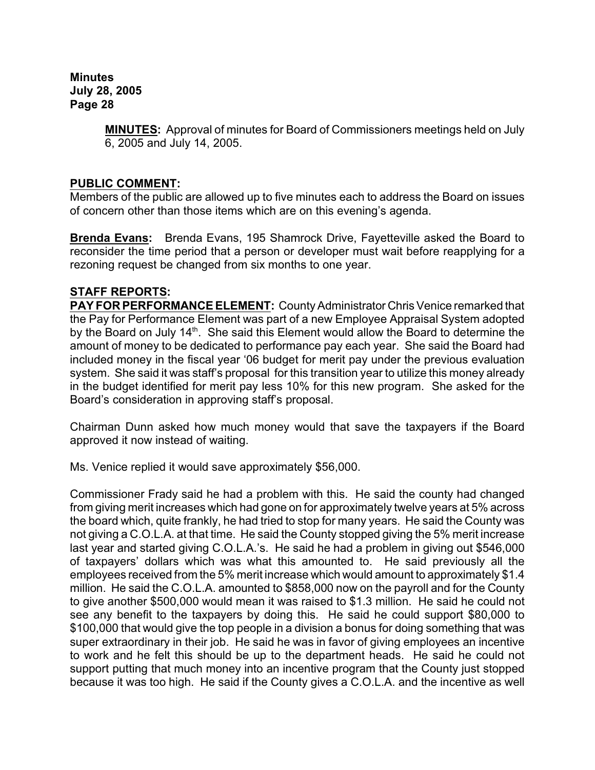**MINUTES:** Approval of minutes for Board of Commissioners meetings held on July 6, 2005 and July 14, 2005.

**PUBLIC COMMENT:**

Members of the public are allowed up to five minutes each to address the Board on issues of concern other than those items which are on this evening's agenda.

**Brenda Evans:** Brenda Evans, 195 Shamrock Drive, Fayetteville asked the Board to reconsider the time period that a person or developer must wait before reapplying for a rezoning request be changed from six months to one year.

**STAFF REPORTS:**

**PAY FOR PERFORMANCE ELEMENT:** County Administrator Chris Venice remarked that the Pay for Performance Element was part of a new Employee Appraisal System adopted by the Board on July 14th. She said this Element would allow the Board to determine the amount of money to be dedicated to performance pay each year. She said the Board had included money in the fiscal year '06 budget for merit pay under the previous evaluation system. She said it was staff's proposal for this transition year to utilize this money already in the budget identified for merit pay less 10% for this new program. She asked for the Board's consideration in approving staff's proposal.

Chairman Dunn asked how much money would that save the taxpayers if the Board approved it now instead of waiting.

Ms. Venice replied it would save approximately $56,000.

Commissioner Frady said he had a problem with this. He said the county had changed from giving merit increases which had gone on for approximately twelve years at 5% across the board which, quite frankly, he had tried to stop for many years. He said the County was not giving a C.O.L.A. at that time. He said the County stopped giving the 5% merit increase last year and started giving C.O.L.A.'s. He said he had a problem in giving out $546,000 of taxpayers' dollars which was what this amounted to. He said previously all the employees received from the 5% merit increase which would amount to approximately $1.4 million. He said the C.O.L.A. amounted to $858,000 now on the payroll and for the County to give another $500,000 would mean it was raised to $1.3 million. He said he could not see any benefit to the taxpayers by doing this. He said he could support $80,000 to $100,000 that would give the top people in a division a bonus for doing something that was super extraordinary in their job. He said he was in favor of giving employees an incentive to work and he felt this should be up to the department heads. He said he could not support putting that much money into an incentive program that the County just stopped because it was too high. He said if the County gives a C.O.L.A. and the incentive as well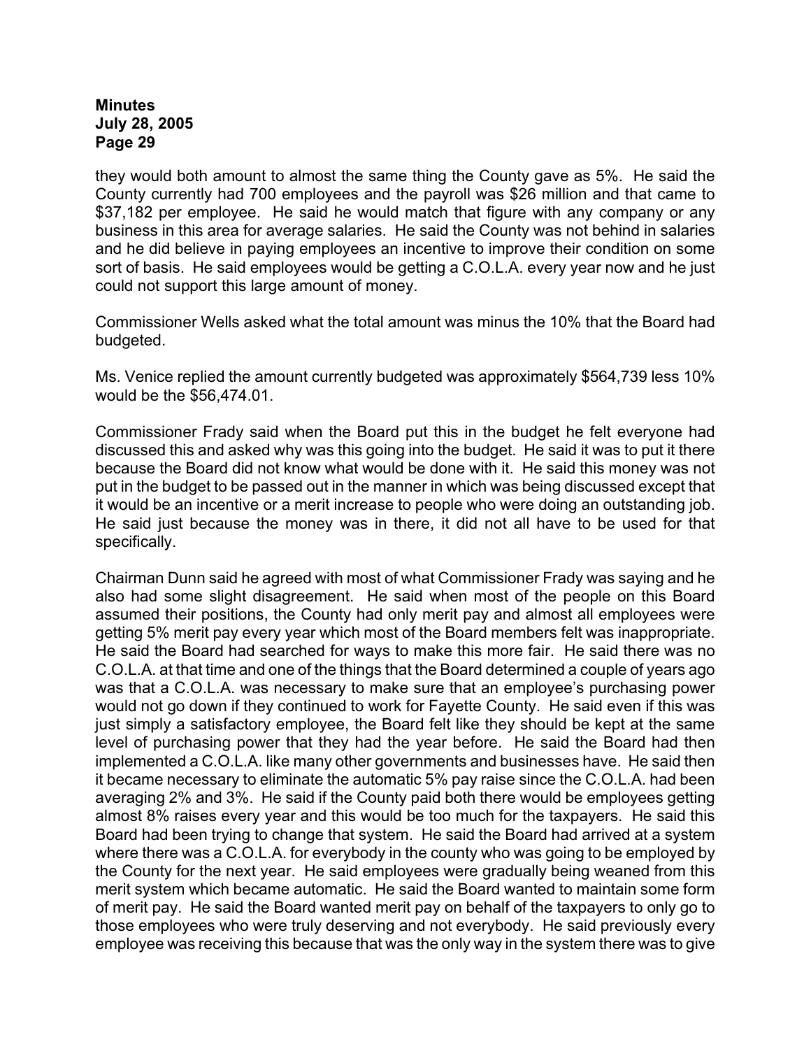they would both amount to almost the same thing the County gave as 5%. He said the County currently had 700 employees and the payroll was $26 million and that came to $37,182 per employee. He said he would match that figure with any company or any business in this area for average salaries. He said the County was not behind in salaries and he did believe in paying employees an incentive to improve their condition on some sort of basis. He said employees would be getting a C.O.L.A. every year now and he just could not support this large amount of money.

Commissioner Wells asked what the total amount was minus the 10% that the Board had budgeted.

Ms. Venice replied the amount currently budgeted was approximately $564,739 less 10% would be the $56,474.01.

Commissioner Frady said when the Board put this in the budget he felt everyone had discussed this and asked why was this going into the budget. He said it was to put it there because the Board did not know what would be done with it. He said this money was not put in the budget to be passed out in the manner in which was being discussed except that it would be an incentive or a merit increase to people who were doing an outstanding job. He said just because the money was in there, it did not all have to be used for that specifically.

Chairman Dunn said he agreed with most of what Commissioner Frady was saying and he also had some slight disagreement. He said when most of the people on this Board assumed their positions, the County had only merit pay and almost all employees were getting 5% merit pay every year which most of the Board members felt was inappropriate. He said the Board had searched for ways to make this more fair. He said there was no C.O.L.A. at that time and one of the things that the Board determined a couple of years ago was that a C.O.L.A. was necessary to make sure that an employee's purchasing power would not go down if they continued to work for Fayette County. He said even if this was just simply a satisfactory employee, the Board felt like they should be kept at the same level of purchasing power that they had the year before. He said the Board had then implemented a C.O.L.A. like many other governments and businesses have. He said then it became necessary to eliminate the automatic 5% pay raise since the C.O.L.A. had been averaging 2% and 3%. He said if the County paid both there would be employees getting almost 8% raises every year and this would be too much for the taxpayers. He said this Board had been trying to change that system. He said the Board had arrived at a system where there was a C.O.L.A. for everybody in the county who was going to be employed by the County for the next year. He said employees were gradually being weaned from this merit system which became automatic. He said the Board wanted to maintain some form of merit pay. He said the Board wanted merit pay on behalf of the taxpayers to only go to those employees who were truly deserving and not everybody. He said previously every employee was receiving this because that was the only way in the system there was to give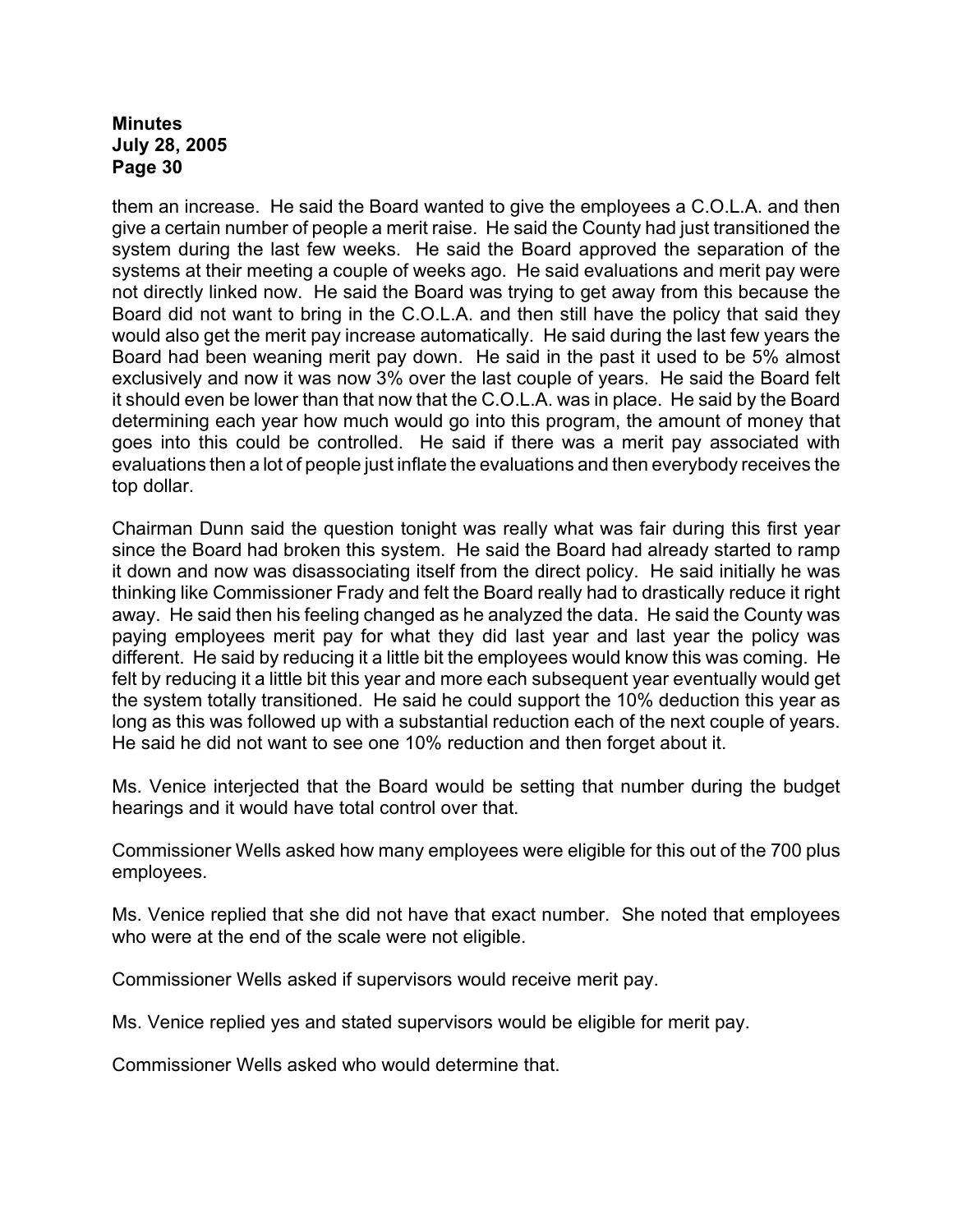them an increase. He said the Board wanted to give the employees a C.O.L.A. and then give a certain number of people a merit raise. He said the County had just transitioned the system during the last few weeks. He said the Board approved the separation of the systems at their meeting a couple of weeks ago. He said evaluations and merit pay were not directly linked now. He said the Board was trying to get away from this because the Board did not want to bring in the C.O.L.A. and then still have the policy that said they would also get the merit pay increase automatically. He said during the last few years the Board had been weaning merit pay down. He said in the past it used to be 5% almost exclusively and now it was now 3% over the last couple of years. He said the Board felt it should even be lower than that now that the C.O.L.A. was in place. He said by the Board determining each year how much would go into this program, the amount of money that goes into this could be controlled. He said if there was a merit pay associated with evaluations then a lot of people just inflate the evaluations and then everybody receives the top dollar.

Chairman Dunn said the question tonight was really what was fair during this first year since the Board had broken this system. He said the Board had already started to ramp it down and now was disassociating itself from the direct policy. He said initially he was thinking like Commissioner Frady and felt the Board really had to drastically reduce it right away. He said then his feeling changed as he analyzed the data. He said the County was paying employees merit pay for what they did last year and last year the policy was different. He said by reducing it a little bit the employees would know this was coming. He felt by reducing it a little bit this year and more each subsequent year eventually would get the system totally transitioned. He said he could support the 10% deduction this year as long as this was followed up with a substantial reduction each of the next couple of years. He said he did not want to see one 10% reduction and then forget about it.

Ms. Venice interjected that the Board would be setting that number during the budget hearings and it would have total control over that.

Commissioner Wells asked how many employees were eligible for this out of the 700 plus employees.

Ms. Venice replied that she did not have that exact number. She noted that employees who were at the end of the scale were not eligible.

Commissioner Wells asked if supervisors would receive merit pay.

Ms. Venice replied yes and stated supervisors would be eligible for merit pay.

Commissioner Wells asked who would determine that.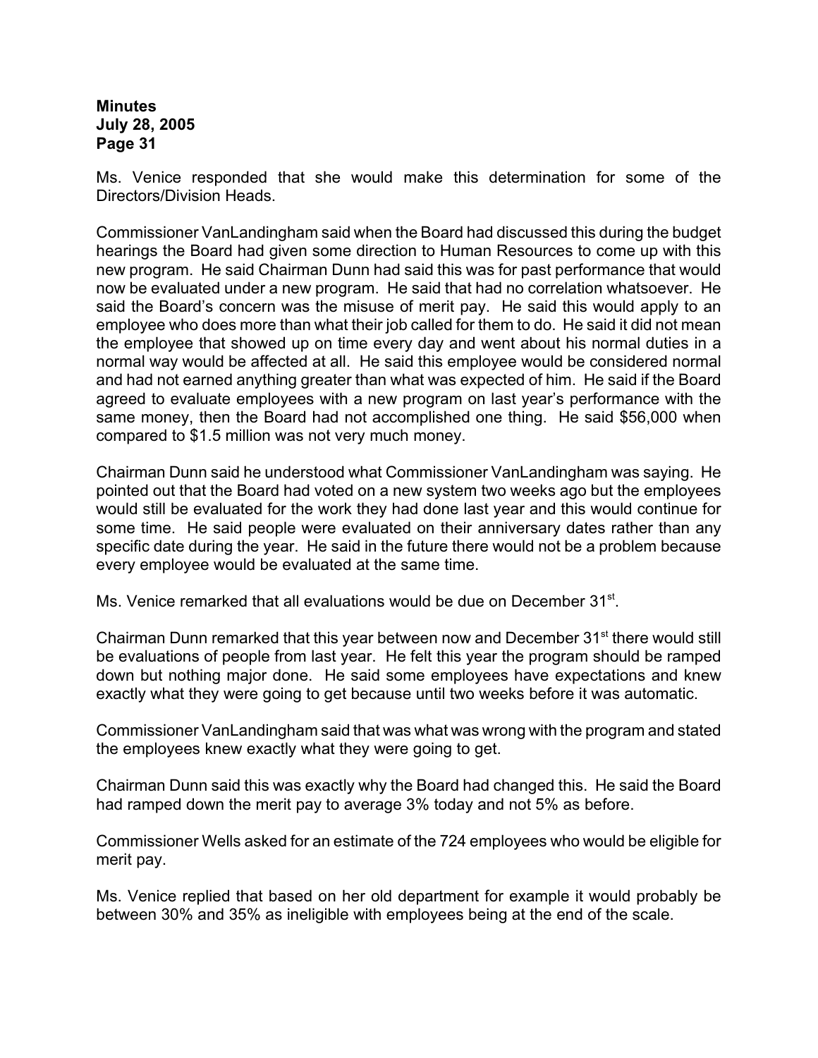Ms. Venice responded that she would make this determination for some of the Directors/Division Heads.

Commissioner VanLandingham said when the Board had discussed this during the budget hearings the Board had given some direction to Human Resources to come up with this new program. He said Chairman Dunn had said this was for past performance that would now be evaluated under a new program. He said that had no correlation whatsoever. He said the Board's concern was the misuse of merit pay. He said this would apply to an employee who does more than what their job called for them to do. He said it did not mean the employee that showed up on time every day and went about his normal duties in a normal way would be affected at all. He said this employee would be considered normal and had not earned anything greater than what was expected of him. He said if the Board agreed to evaluate employees with a new program on last year's performance with the same money, then the Board had not accomplished one thing. He said \$56,000 when compared to \$1.5 million was not very much money.

Chairman Dunn said he understood what Commissioner VanLandingham was saying. He pointed out that the Board had voted on a new system two weeks ago but the employees would still be evaluated for the work they had done last year and this would continue for some time. He said people were evaluated on their anniversary dates rather than any specific date during the year. He said in the future there would not be a problem because every employee would be evaluated at the same time.

Ms. Venice remarked that all evaluations would be due on December 31st.

Chairman Dunn remarked that this year between now and December 31st there would still be evaluations of people from last year. He felt this year the program should be ramped down but nothing major done. He said some employees have expectations and knew exactly what they were going to get because until two weeks before it was automatic.

Commissioner VanLandingham said that was what was wrong with the program and stated the employees knew exactly what they were going to get.

Chairman Dunn said this was exactly why the Board had changed this. He said the Board had ramped down the merit pay to average 3% today and not 5% as before.

Commissioner Wells asked for an estimate of the 724 employees who would be eligible for merit pay.

Ms. Venice replied that based on her old department for example it would probably be between 30% and 35% as ineligible with employees being at the end of the scale.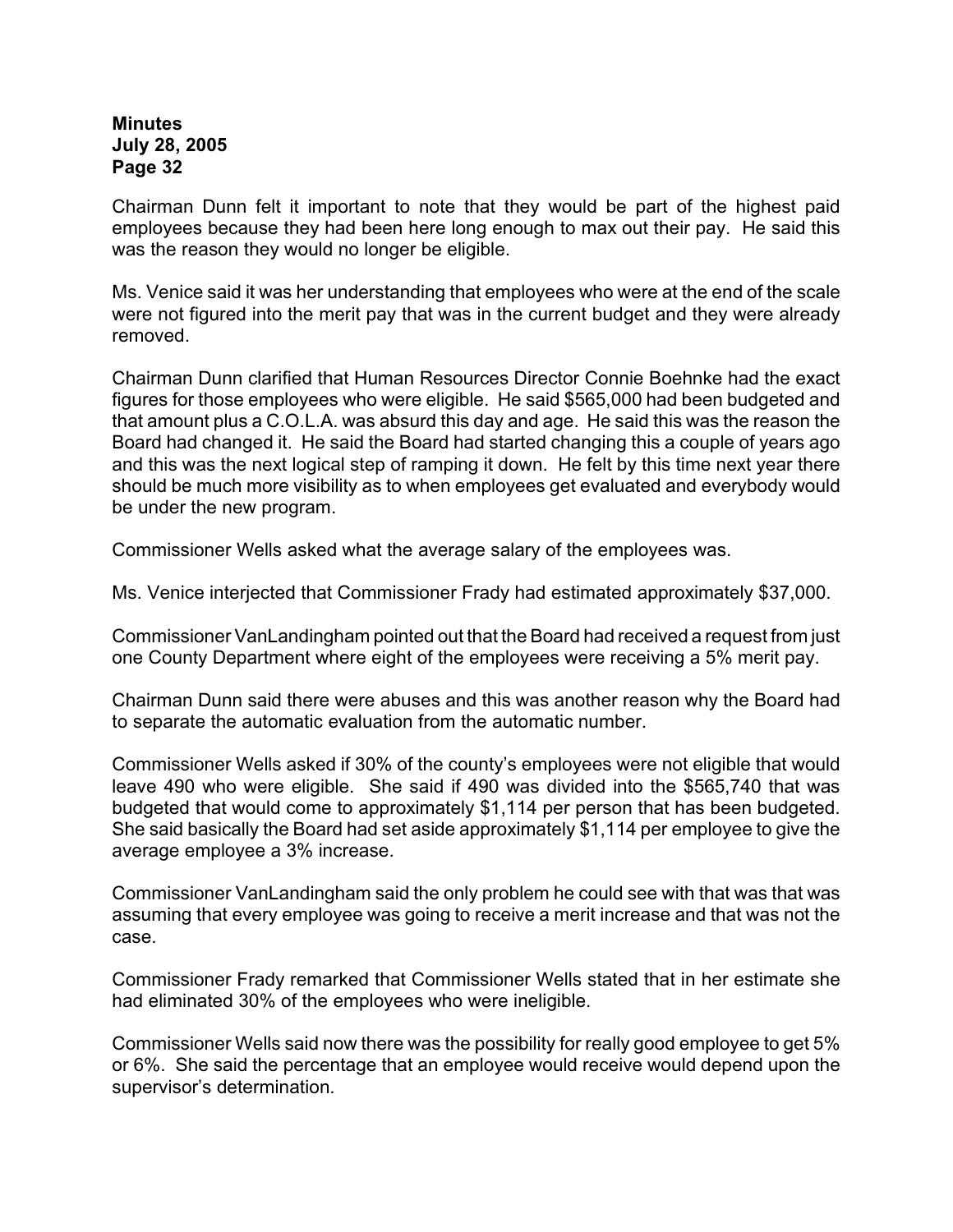Chairman Dunn felt it important to note that they would be part of the highest paid employees because they had been here long enough to max out their pay. He said this was the reason they would no longer be eligible.

Ms. Venice said it was her understanding that employees who were at the end of the scale were not figured into the merit pay that was in the current budget and they were already removed.

Chairman Dunn clarified that Human Resources Director Connie Boehnke had the exact figures for those employees who were eligible. He said $565,000 had been budgeted and that amount plus a C.O.L.A. was absurd this day and age. He said this was the reason the Board had changed it. He said the Board had started changing this a couple of years ago and this was the next logical step of ramping it down. He felt by this time next year there should be much more visibility as to when employees get evaluated and everybody would be under the new program.

Commissioner Wells asked what the average salary of the employees was.

Ms. Venice interjected that Commissioner Frady had estimated approximately $37,000.

Commissioner VanLandingham pointed out that the Board had received a request from just one County Department where eight of the employees were receiving a 5% merit pay.

Chairman Dunn said there were abuses and this was another reason why the Board had to separate the automatic evaluation from the automatic number.

Commissioner Wells asked if 30% of the county's employees were not eligible that would leave 490 who were eligible. She said if 490 was divided into the $565,740 that was budgeted that would come to approximately $1,114 per person that has been budgeted. She said basically the Board had set aside approximately $1,114 per employee to give the average employee a 3% increase.

Commissioner VanLandingham said the only problem he could see with that was that was assuming that every employee was going to receive a merit increase and that was not the case.

Commissioner Frady remarked that Commissioner Wells stated that in her estimate she had eliminated 30% of the employees who were ineligible.

Commissioner Wells said now there was the possibility for really good employee to get 5% or 6%. She said the percentage that an employee would receive would depend upon the supervisor's determination.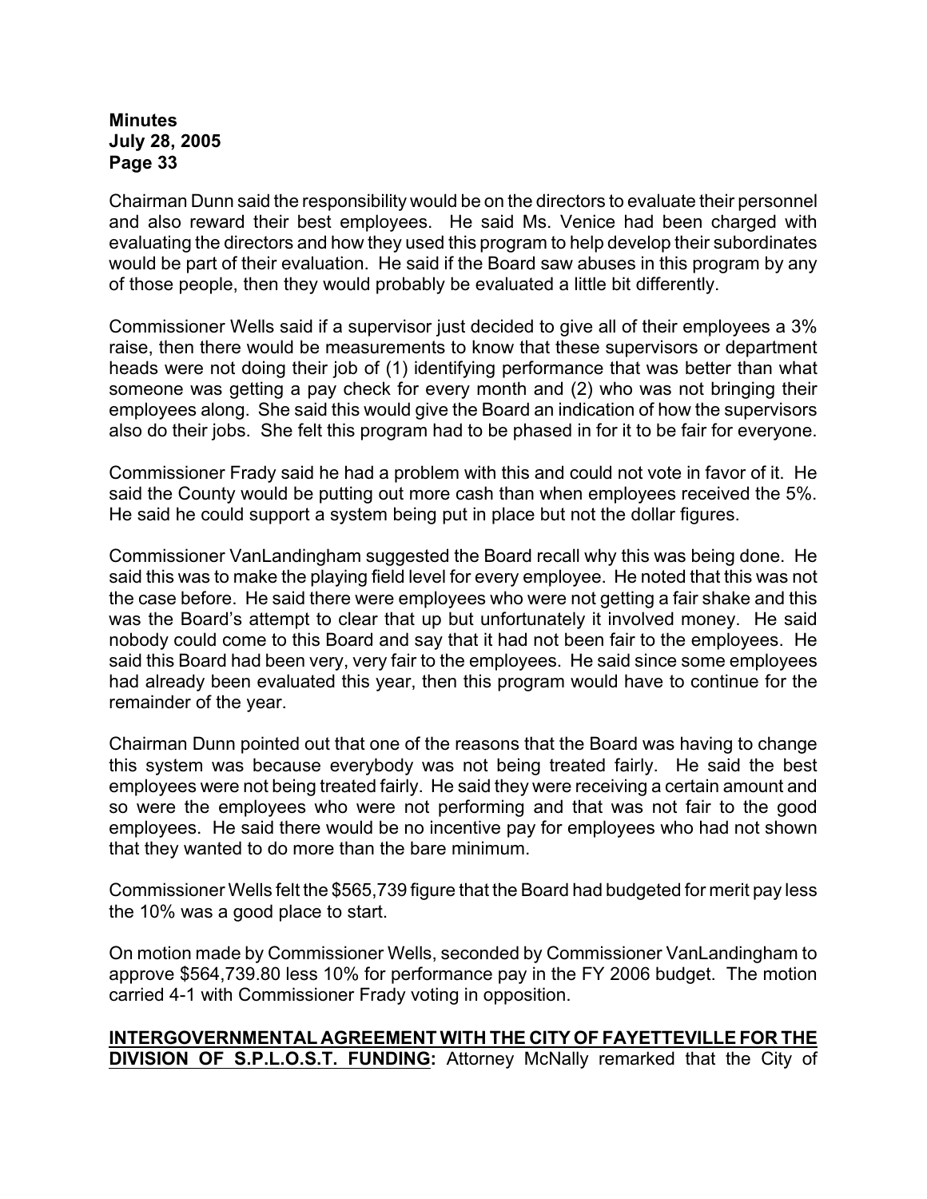Chairman Dunn said the responsibility would be on the directors to evaluate their personnel and also reward their best employees. He said Ms. Venice had been charged with evaluating the directors and how they used this program to help develop their subordinates would be part of their evaluation. He said if the Board saw abuses in this program by any of those people, then they would probably be evaluated a little bit differently.

Commissioner Wells said if a supervisor just decided to give all of their employees a 3% raise, then there would be measurements to know that these supervisors or department heads were not doing their job of (1) identifying performance that was better than what someone was getting a pay check for every month and (2) who was not bringing their employees along. She said this would give the Board an indication of how the supervisors also do their jobs. She felt this program had to be phased in for it to be fair for everyone.

Commissioner Frady said he had a problem with this and could not vote in favor of it. He said the County would be putting out more cash than when employees received the 5%. He said he could support a system being put in place but not the dollar figures.

Commissioner VanLandingham suggested the Board recall why this was being done. He said this was to make the playing field level for every employee. He noted that this was not the case before. He said there were employees who were not getting a fair shake and this was the Board's attempt to clear that up but unfortunately it involved money. He said nobody could come to this Board and say that it had not been fair to the employees. He said this Board had been very, very fair to the employees. He said since some employees had already been evaluated this year, then this program would have to continue for the remainder of the year.

Chairman Dunn pointed out that one of the reasons that the Board was having to change this system was because everybody was not being treated fairly. He said the best employees were not being treated fairly. He said they were receiving a certain amount and so were the employees who were not performing and that was not fair to the good employees. He said there would be no incentive pay for employees who had not shown that they wanted to do more than the bare minimum.

Commissioner Wells felt the $565,739 figure that the Board had budgeted for merit pay less the 10% was a good place to start.

On motion made by Commissioner Wells, seconded by Commissioner VanLandingham to approve $564,739.80 less 10% for performance pay in the FY 2006 budget. The motion carried 4-1 with Commissioner Frady voting in opposition.

**INTERGOVERNMENTAL AGREEMENT WITH THE CITY OF FAYETTEVILLE FOR THE DIVISION OF S.P.L.O.S.T. FUNDING:** Attorney McNally remarked that the City of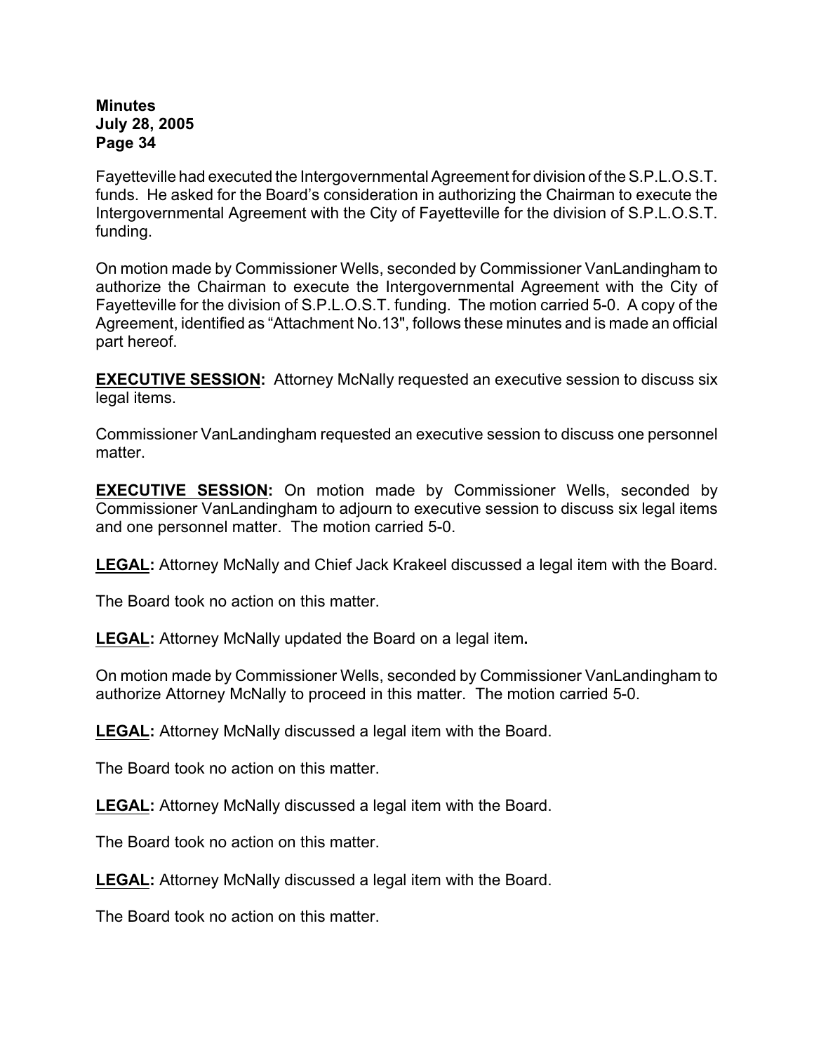Fayetteville had executed the Intergovernmental Agreement for division of the S.P.L.O.S.T. funds. He asked for the Board's consideration in authorizing the Chairman to execute the Intergovernmental Agreement with the City of Fayetteville for the division of S.P.L.O.S.T. funding.

On motion made by Commissioner Wells, seconded by Commissioner VanLandingham to authorize the Chairman to execute the Intergovernmental Agreement with the City of Fayetteville for the division of S.P.L.O.S.T. funding. The motion carried 5-0. A copy of the Agreement, identified as "Attachment No.13", follows these minutes and is made an official part hereof.

**EXECUTIVE SESSION:** Attorney McNally requested an executive session to discuss six legal items.

Commissioner VanLandingham requested an executive session to discuss one personnel matter.

**EXECUTIVE SESSION:** On motion made by Commissioner Wells, seconded by Commissioner VanLandingham to adjourn to executive session to discuss six legal items and one personnel matter. The motion carried 5-0.

**LEGAL:** Attorney McNally and Chief Jack Krakeel discussed a legal item with the Board.

The Board took no action on this matter.

**LEGAL:** Attorney McNally updated the Board on a legal item**.**

On motion made by Commissioner Wells, seconded by Commissioner VanLandingham to authorize Attorney McNally to proceed in this matter. The motion carried 5-0.

**LEGAL:** Attorney McNally discussed a legal item with the Board.

The Board took no action on this matter.

**LEGAL:** Attorney McNally discussed a legal item with the Board.

The Board took no action on this matter.

**LEGAL:** Attorney McNally discussed a legal item with the Board.

The Board took no action on this matter.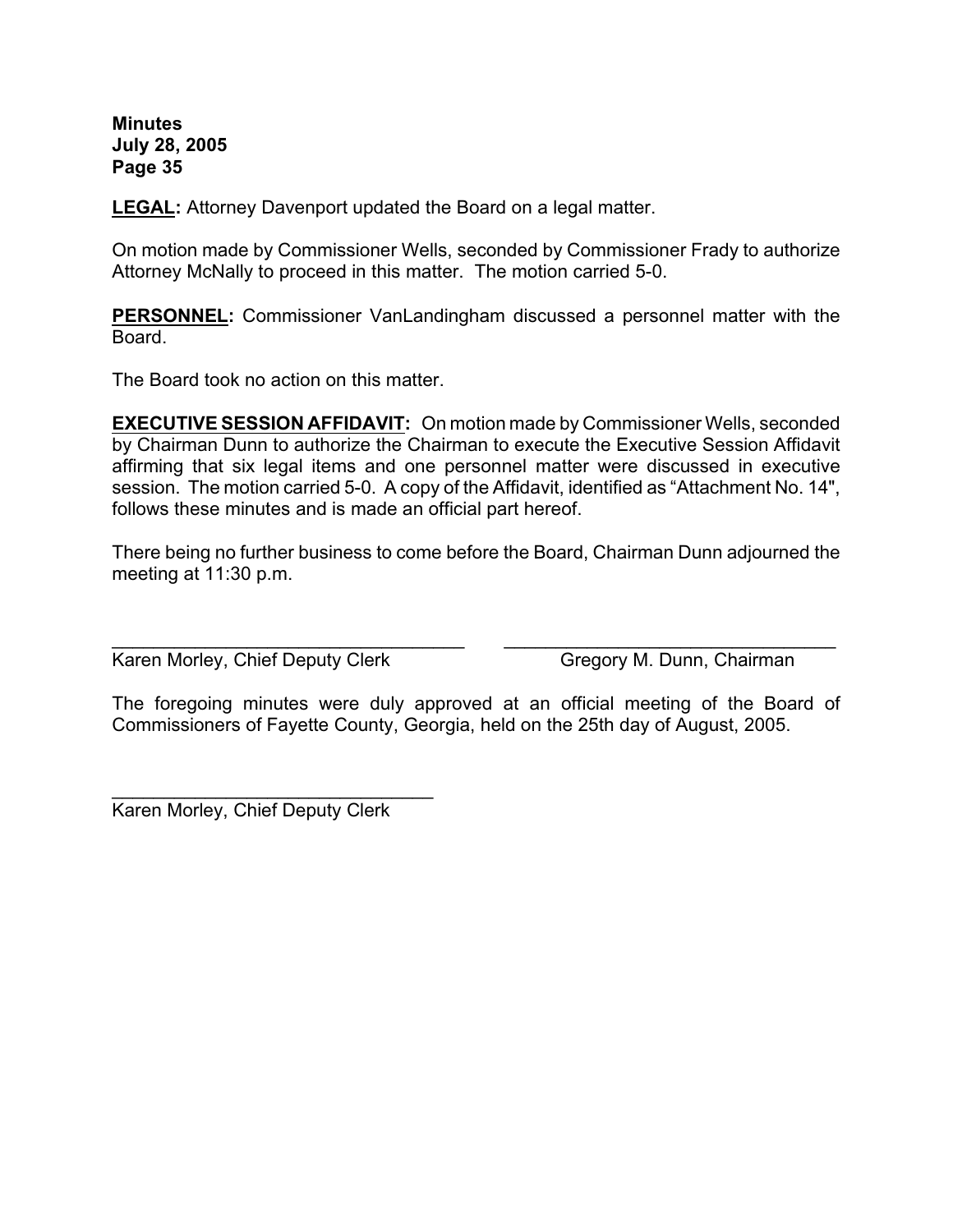**LEGAL:** Attorney Davenport updated the Board on a legal matter.

On motion made by Commissioner Wells, seconded by Commissioner Frady to authorize Attorney McNally to proceed in this matter. The motion carried 5-0.

**PERSONNEL:** Commissioner VanLandingham discussed a personnel matter with the Board.

The Board took no action on this matter.

**EXECUTIVE SESSION AFFIDAVIT:** On motion made by Commissioner Wells, seconded by Chairman Dunn to authorize the Chairman to execute the Executive Session Affidavit affirming that six legal items and one personnel matter were discussed in executive session. The motion carried 5-0. A copy of the Affidavit, identified as "Attachment No. 14", follows these minutes and is made an official part hereof.

There being no further business to come before the Board, Chairman Dunn adjourned the meeting at 11:30 p.m.

\_\_\_\_\_\_\_\_\_\_\_\_\_\_\_\_\_\_\_\_\_\_\_\_\_\_\_\_\_\_\_\_\_\_\_ \_\_\_\_\_\_\_\_\_\_\_\_\_\_\_\_\_\_\_\_\_\_\_\_\_\_\_\_\_\_\_\_\_\_\_
Karen Morley, Chief Deputy Clerk Gregory M. Dunn, Chairman

The foregoing minutes were duly approved at an official meeting of the Board of Commissioners of Fayette County, Georgia, held on the 25th day of August, 2005.

\_\_\_\_\_\_\_\_\_\_\_\_\_\_\_\_\_\_\_\_\_\_\_\_\_\_\_\_\_\_\_\_\_\_\_
Karen Morley, Chief Deputy Clerk